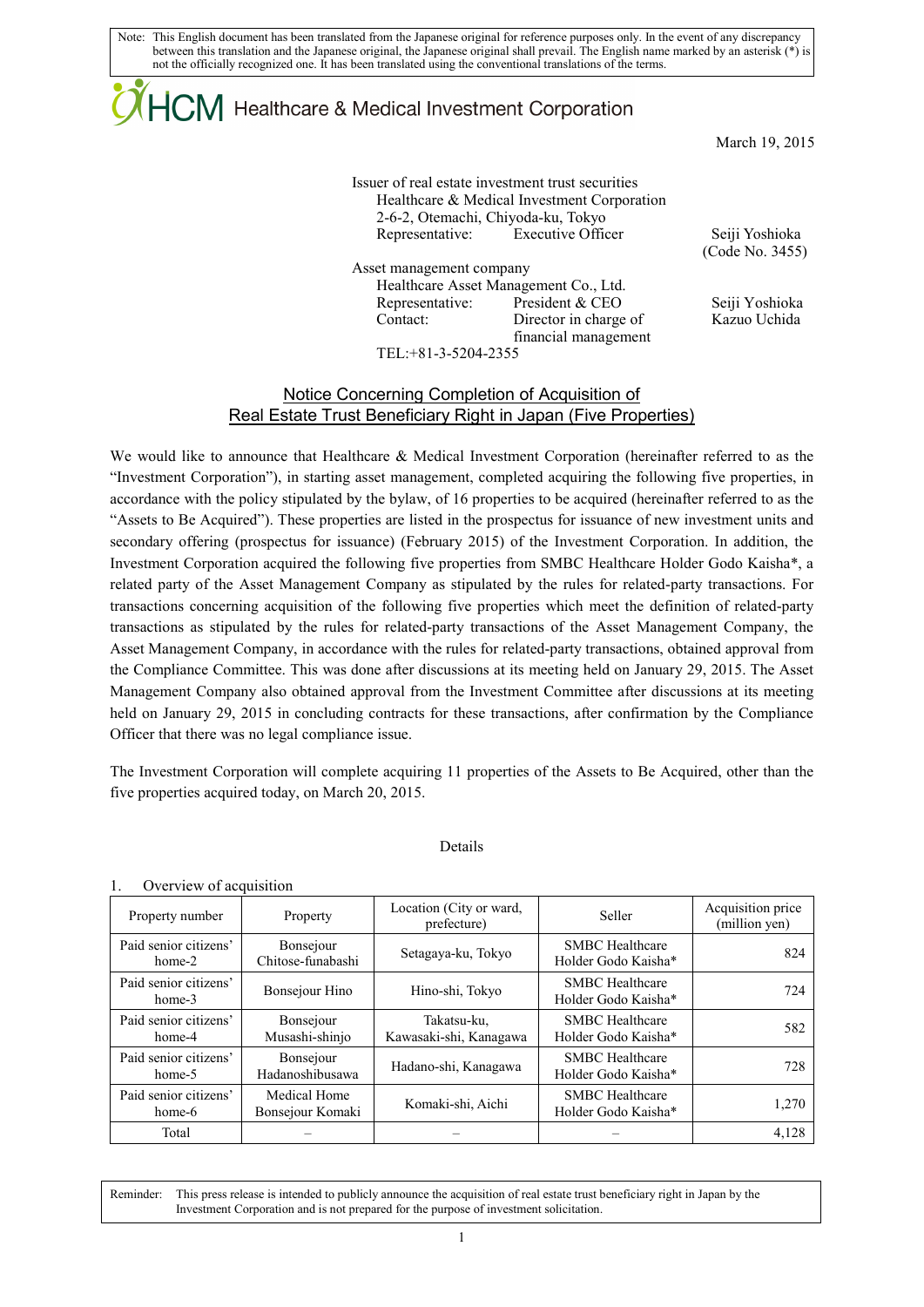Note: This English document has been translated from the Japanese original for reference purposes only. In the event of any discrepancy between this translation and the Japanese original, the Japanese original shall prevail. The English name marked by an asterisk (*) is not the officially recognized one. It has been translated using the conventional translations of the terms.

HCM Healthcare & Medical Investment Corporation

March 19, 2015

Issuer of real estate investment trust securities
Healthcare & Medical Investment Corporation
2-6-2, Otemachi, Chiyoda-ku, Tokyo
Representative: Executive Officer Seiji Yoshioka
(Code No. 3455)

Asset management company
Healthcare Asset Management Co., Ltd.
Representative: President & CEO Seiji Yoshioka
Contact: Director in charge of financial management Kazuo Uchida
TEL:+81-3-5204-2355

# Notice Concerning Completion of Acquisition of Real Estate Trust Beneficiary Right in Japan (Five Properties)

We would like to announce that Healthcare & Medical Investment Corporation (hereinafter referred to as the "Investment Corporation"), in starting asset management, completed acquiring the following five properties, in accordance with the policy stipulated by the bylaw, of 16 properties to be acquired (hereinafter referred to as the "Assets to Be Acquired"). These properties are listed in the prospectus for issuance of new investment units and secondary offering (prospectus for issuance) (February 2015) of the Investment Corporation. In addition, the Investment Corporation acquired the following five properties from SMBC Healthcare Holder Godo Kaisha*, a related party of the Asset Management Company as stipulated by the rules for related-party transactions. For transactions concerning acquisition of the following five properties which meet the definition of related-party transactions as stipulated by the rules for related-party transactions of the Asset Management Company, the Asset Management Company, in accordance with the rules for related-party transactions, obtained approval from the Compliance Committee. This was done after discussions at its meeting held on January 29, 2015. The Asset Management Company also obtained approval from the Investment Committee after discussions at its meeting held on January 29, 2015 in concluding contracts for these transactions, after confirmation by the Compliance Officer that there was no legal compliance issue.

The Investment Corporation will complete acquiring 11 properties of the Assets to Be Acquired, other than the five properties acquired today, on March 20, 2015.

Details

1. Overview of acquisition

| Property number | Property | Location (City or ward, prefecture) | Seller | Acquisition price (million yen) |
|---|---|---|---|---|
| Paid senior citizens' home-2 | Bonsejour Chitose-funabashi | Setagaya-ku, Tokyo | SMBC Healthcare Holder Godo Kaisha* | 824 |
| Paid senior citizens' home-3 | Bonsejour Hino | Hino-shi, Tokyo | SMBC Healthcare Holder Godo Kaisha* | 724 |
| Paid senior citizens' home-4 | Bonsejour Musashi-shinjo | Takatsu-ku, Kawasaki-shi, Kanagawa | SMBC Healthcare Holder Godo Kaisha* | 582 |
| Paid senior citizens' home-5 | Bonsejour Hadanoshibusawa | Hadano-shi, Kanagawa | SMBC Healthcare Holder Godo Kaisha* | 728 |
| Paid senior citizens' home-6 | Medical Home Bonsejour Komaki | Komaki-shi, Aichi | SMBC Healthcare Holder Godo Kaisha* | 1,270 |
| Total | – | – | – | 4,128 |

Reminder: This press release is intended to publicly announce the acquisition of real estate trust beneficiary right in Japan by the Investment Corporation and is not prepared for the purpose of investment solicitation.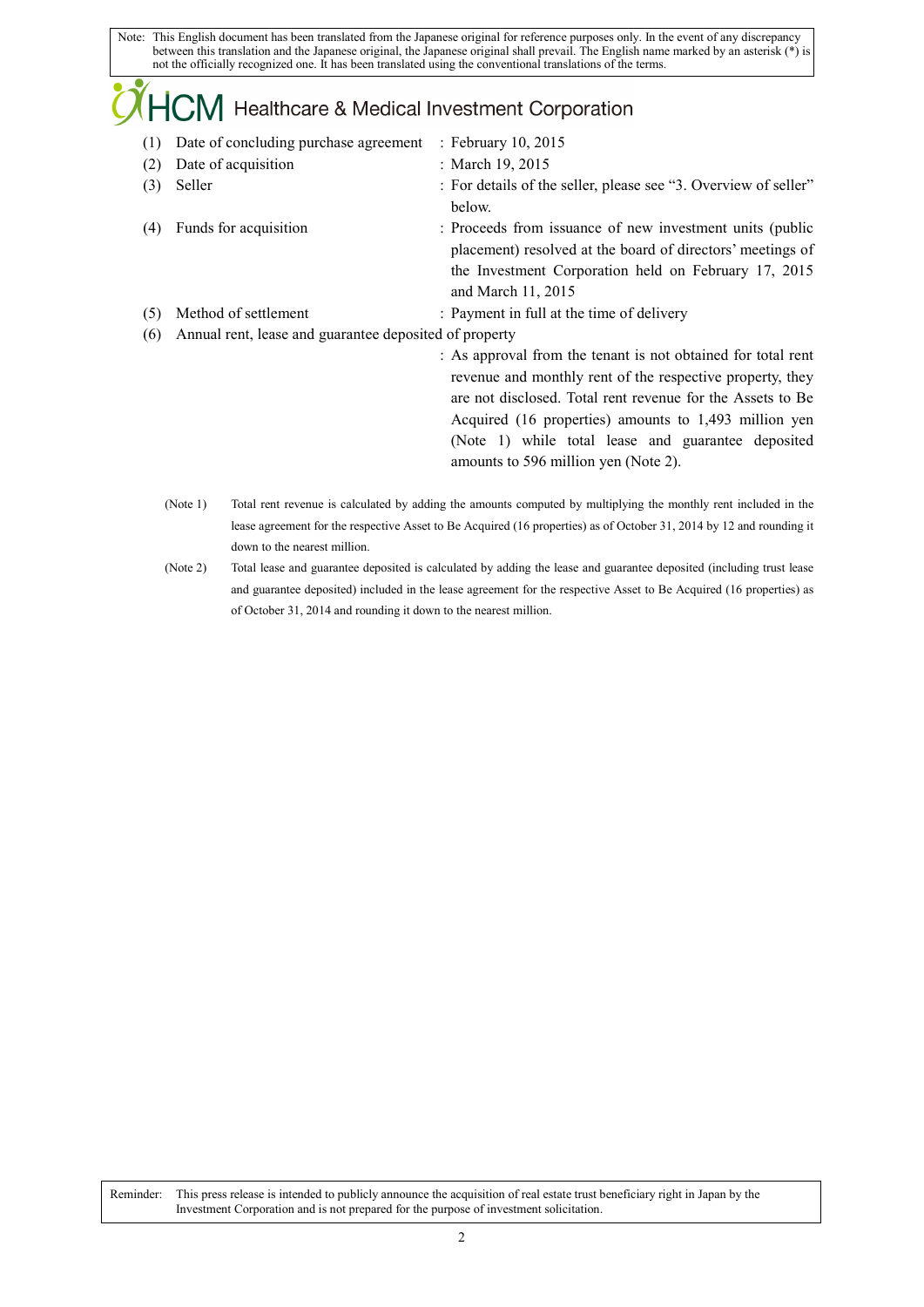| | | |
|---|---|---|
| (1) | Date of concluding purchase agreement | : February 10, 2015 |
| (2) | Date of acquisition | : March 19, 2015 |
| (3) | Seller | : For details of the seller, please see "3. Overview of seller" below. |
| (4) | Funds for acquisition | : Proceeds from issuance of new investment units (public placement) resolved at the board of directors' meetings of the Investment Corporation held on February 17, 2015 and March 11, 2015 |
| (5) | Method of settlement | : Payment in full at the time of delivery |
| (6) | Annual rent, lease and guarantee deposited of property | : As approval from the tenant is not obtained for total rent revenue and monthly rent of the respective property, they are not disclosed. Total rent revenue for the Assets to Be Acquired (16 properties) amounts to 1,493 million yen (Note 1) while total lease and guarantee deposited amounts to 596 million yen (Note 2). |

(Note 1) Total rent revenue is calculated by adding the amounts computed by multiplying the monthly rent included in the lease agreement for the respective Asset to Be Acquired (16 properties) as of October 31, 2014 by 12 and rounding it down to the nearest million.

(Note 2) Total lease and guarantee deposited is calculated by adding the lease and guarantee deposited (including trust lease and guarantee deposited) included in the lease agreement for the respective Asset to Be Acquired (16 properties) as of October 31, 2014 and rounding it down to the nearest million.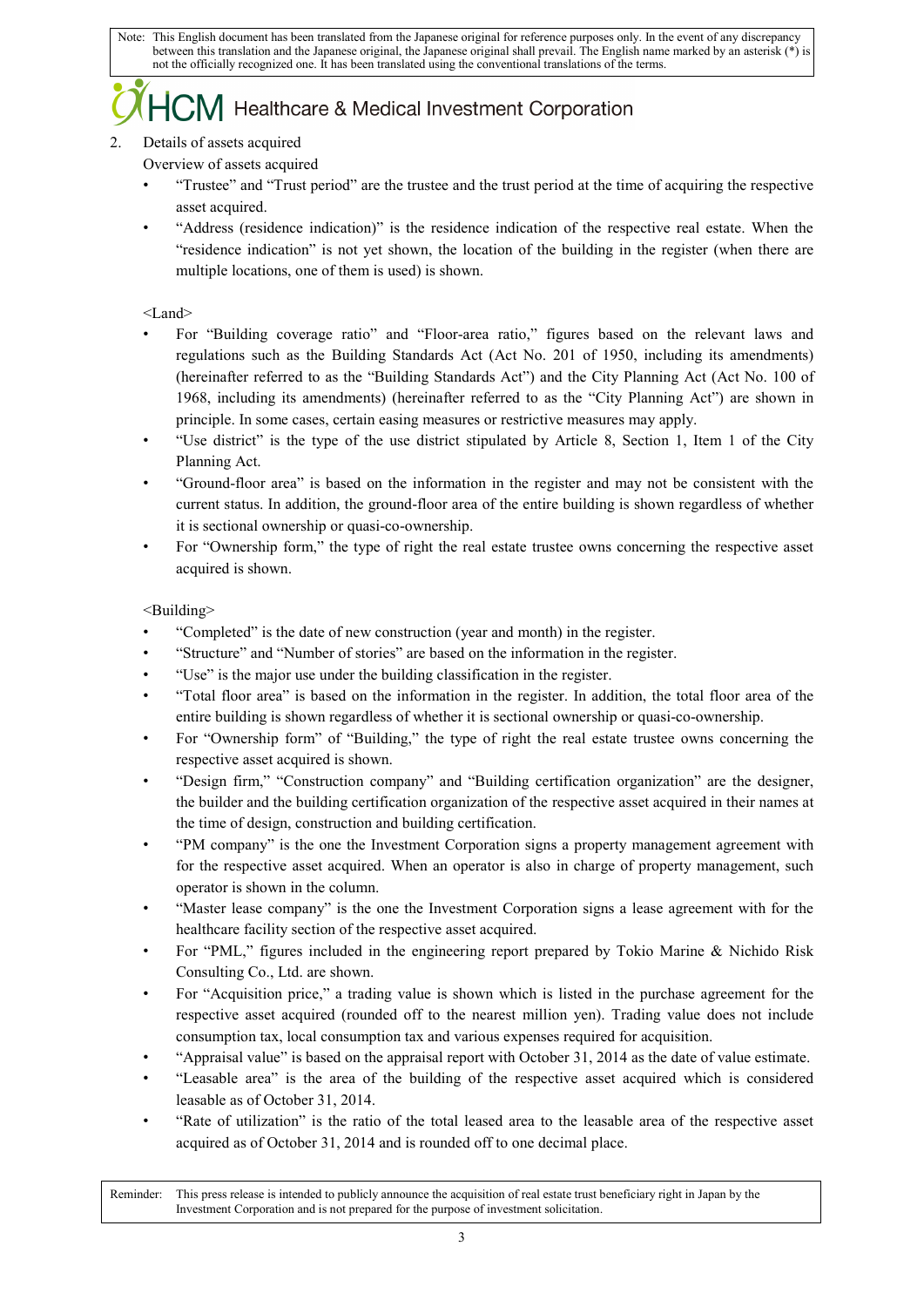Note: This English document has been translated from the Japanese original for reference purposes only. In the event of any discrepancy between this translation and the Japanese original, the Japanese original shall prevail. The English name marked by an asterisk (*) is not the officially recognized one. It has been translated using the conventional translations of the terms.

HCM Healthcare & Medical Investment Corporation

2. Details of assets acquired

Overview of assets acquired

- "Trustee" and "Trust period" are the trustee and the trust period at the time of acquiring the respective asset acquired.
- "Address (residence indication)" is the residence indication of the respective real estate. When the "residence indication" is not yet shown, the location of the building in the register (when there are multiple locations, one of them is used) is shown.

<Land>

- For "Building coverage ratio" and "Floor-area ratio," figures based on the relevant laws and regulations such as the Building Standards Act (Act No. 201 of 1950, including its amendments) (hereinafter referred to as the "Building Standards Act") and the City Planning Act (Act No. 100 of 1968, including its amendments) (hereinafter referred to as the "City Planning Act") are shown in principle. In some cases, certain easing measures or restrictive measures may apply.
- "Use district" is the type of the use district stipulated by Article 8, Section 1, Item 1 of the City Planning Act.
- "Ground-floor area" is based on the information in the register and may not be consistent with the current status. In addition, the ground-floor area of the entire building is shown regardless of whether it is sectional ownership or quasi-co-ownership.
- For "Ownership form," the type of right the real estate trustee owns concerning the respective asset acquired is shown.

<Building>

- "Completed" is the date of new construction (year and month) in the register.
- "Structure" and "Number of stories" are based on the information in the register.
- "Use" is the major use under the building classification in the register.
- "Total floor area" is based on the information in the register. In addition, the total floor area of the entire building is shown regardless of whether it is sectional ownership or quasi-co-ownership.
- For "Ownership form" of "Building," the type of right the real estate trustee owns concerning the respective asset acquired is shown.
- "Design firm," "Construction company" and "Building certification organization" are the designer, the builder and the building certification organization of the respective asset acquired in their names at the time of design, construction and building certification.
- "PM company" is the one the Investment Corporation signs a property management agreement with for the respective asset acquired. When an operator is also in charge of property management, such operator is shown in the column.
- "Master lease company" is the one the Investment Corporation signs a lease agreement with for the healthcare facility section of the respective asset acquired.
- For "PML," figures included in the engineering report prepared by Tokio Marine & Nichido Risk Consulting Co., Ltd. are shown.
- For "Acquisition price," a trading value is shown which is listed in the purchase agreement for the respective asset acquired (rounded off to the nearest million yen). Trading value does not include consumption tax, local consumption tax and various expenses required for acquisition.
- "Appraisal value" is based on the appraisal report with October 31, 2014 as the date of value estimate.
- "Leasable area" is the area of the building of the respective asset acquired which is considered leasable as of October 31, 2014.
- "Rate of utilization" is the ratio of the total leased area to the leasable area of the respective asset acquired as of October 31, 2014 and is rounded off to one decimal place.

Reminder: This press release is intended to publicly announce the acquisition of real estate trust beneficiary right in Japan by the Investment Corporation and is not prepared for the purpose of investment solicitation.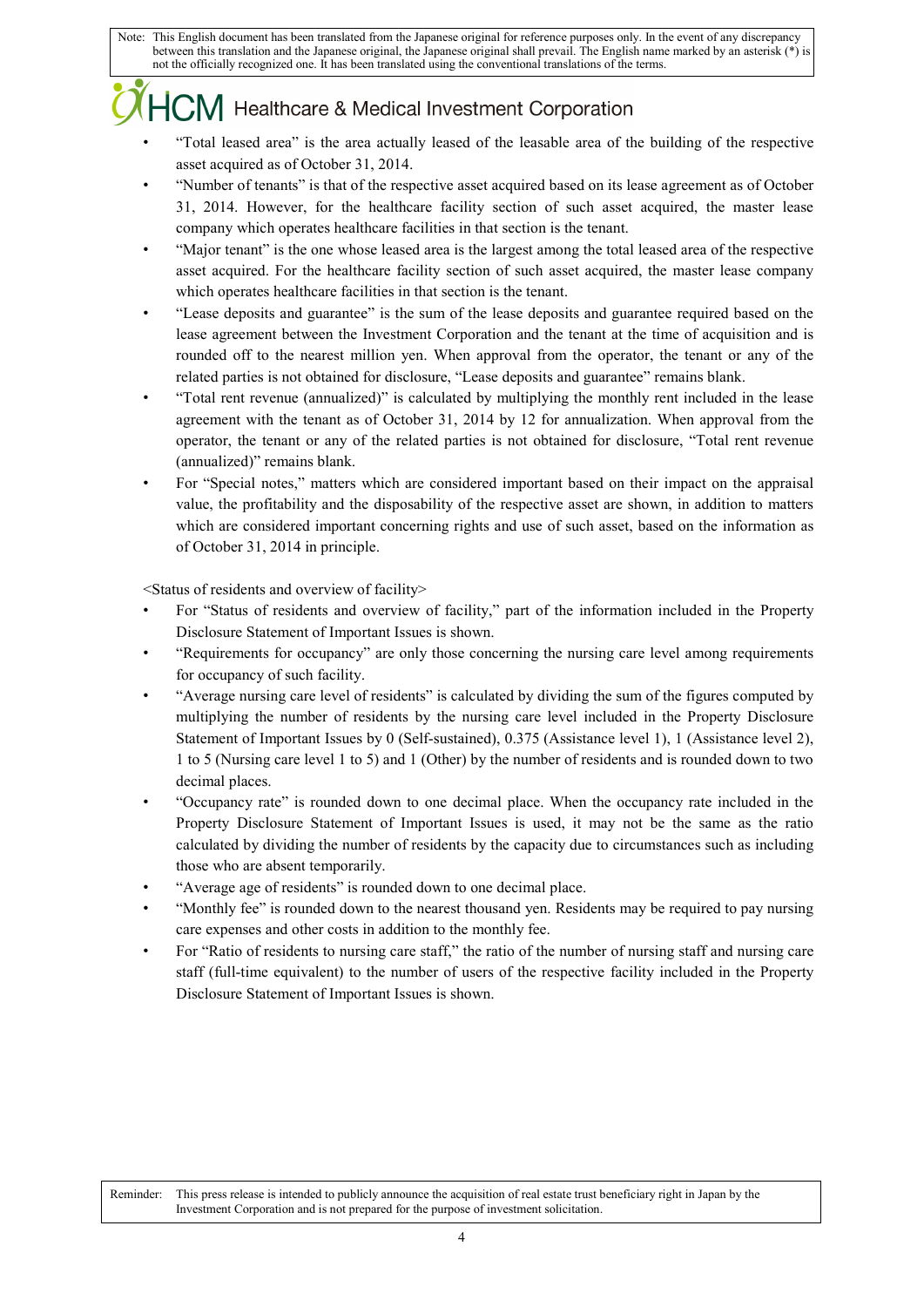- “Total leased area” is the area actually leased of the leasable area of the building of the respective asset acquired as of October 31, 2014.
- “Number of tenants” is that of the respective asset acquired based on its lease agreement as of October 31, 2014. However, for the healthcare facility section of such asset acquired, the master lease company which operates healthcare facilities in that section is the tenant.
- “Major tenant” is the one whose leased area is the largest among the total leased area of the respective asset acquired. For the healthcare facility section of such asset acquired, the master lease company which operates healthcare facilities in that section is the tenant.
- “Lease deposits and guarantee” is the sum of the lease deposits and guarantee required based on the lease agreement between the Investment Corporation and the tenant at the time of acquisition and is rounded off to the nearest million yen. When approval from the operator, the tenant or any of the related parties is not obtained for disclosure, “Lease deposits and guarantee” remains blank.
- “Total rent revenue (annualized)” is calculated by multiplying the monthly rent included in the lease agreement with the tenant as of October 31, 2014 by 12 for annualization. When approval from the operator, the tenant or any of the related parties is not obtained for disclosure, “Total rent revenue (annualized)” remains blank.
- For “Special notes,” matters which are considered important based on their impact on the appraisal value, the profitability and the disposability of the respective asset are shown, in addition to matters which are considered important concerning rights and use of such asset, based on the information as of October 31, 2014 in principle.

<Status of residents and overview of facility>

- For “Status of residents and overview of facility,” part of the information included in the Property Disclosure Statement of Important Issues is shown.
- “Requirements for occupancy” are only those concerning the nursing care level among requirements for occupancy of such facility.
- “Average nursing care level of residents” is calculated by dividing the sum of the figures computed by multiplying the number of residents by the nursing care level included in the Property Disclosure Statement of Important Issues by 0 (Self-sustained), 0.375 (Assistance level 1), 1 (Assistance level 2), 1 to 5 (Nursing care level 1 to 5) and 1 (Other) by the number of residents and is rounded down to two decimal places.
- “Occupancy rate” is rounded down to one decimal place. When the occupancy rate included in the Property Disclosure Statement of Important Issues is used, it may not be the same as the ratio calculated by dividing the number of residents by the capacity due to circumstances such as including those who are absent temporarily.
- “Average age of residents” is rounded down to one decimal place.
- “Monthly fee” is rounded down to the nearest thousand yen. Residents may be required to pay nursing care expenses and other costs in addition to the monthly fee.
- For “Ratio of residents to nursing care staff,” the ratio of the number of nursing staff and nursing care staff (full-time equivalent) to the number of users of the respective facility included in the Property Disclosure Statement of Important Issues is shown.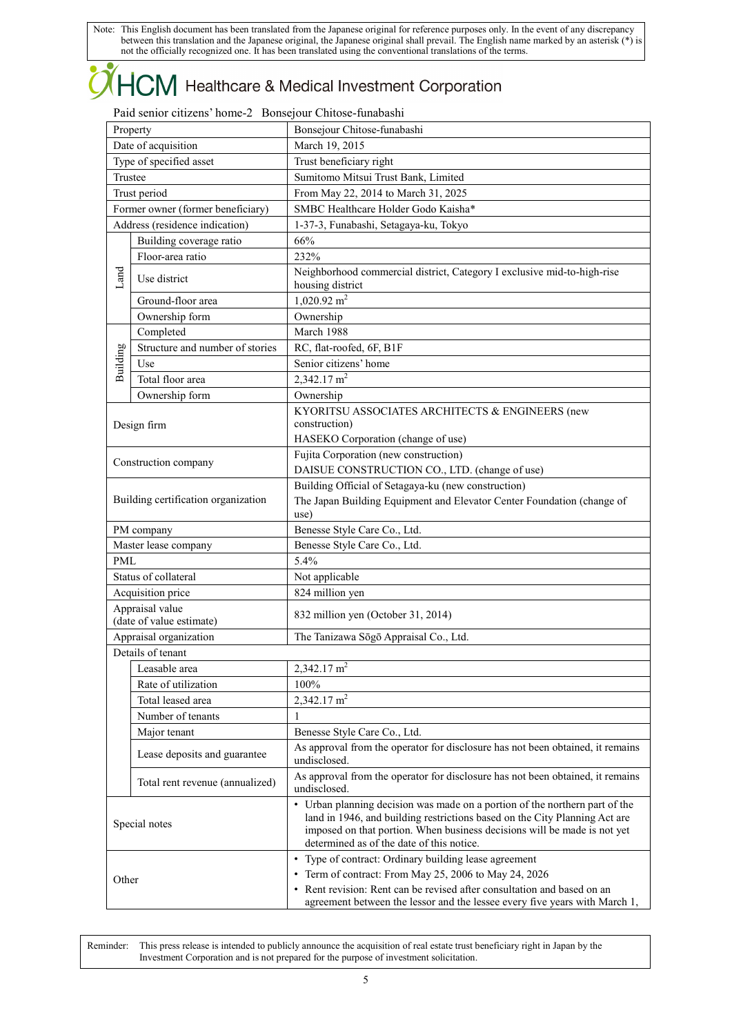Note: This English document has been translated from the Japanese original for reference purposes only. In the event of any discrepancy between this translation and the Japanese original, the Japanese original shall prevail. The English name marked by an asterisk (*) is not the officially recognized one. It has been translated using the conventional translations of the terms.

# HCM Healthcare & Medical Investment Corporation

Paid senior citizens' home-2 Bonsejour Chitose-funabashi

| Property | | Bonsejour Chitose-funabashi |
|---|---|---|
| Date of acquisition | | March 19, 2015 |
| Type of specified asset | | Trust beneficiary right |
| Trustee | | Sumitomo Mitsui Trust Bank, Limited |
| Trust period | | From May 22, 2014 to March 31, 2025 |
| Former owner (former beneficiary) | | SMBC Healthcare Holder Godo Kaisha* |
| Address (residence indication) | | 1-37-3, Funabashi, Setagaya-ku, Tokyo |
| Land | Building coverage ratio | 66% |
| | Floor-area ratio | 232% |
| | Use district | Neighborhood commercial district, Category I exclusive mid-to-high-rise housing district |
| | Ground-floor area | 1,020.92 m$^2$ |
| | Ownership form | Ownership |
| Building | Completed | March 1988 |
| | Structure and number of stories | RC, flat-roofed, 6F, B1F |
| | Use | Senior citizens' home |
| | Total floor area | 2,342.17 m$^2$ |
| | Ownership form | Ownership |
| Design firm | | KYORITSU ASSOCIATES ARCHITECTS & ENGINEERS (new construction)<br>HASEKO Corporation (change of use) |
| Construction company | | Fujita Corporation (new construction)<br>DAISUE CONSTRUCTION CO., LTD. (change of use) |
| Building certification organization | | Building Official of Setagaya-ku (new construction)<br>The Japan Building Equipment and Elevator Center Foundation (change of use) |
| PM company | | Benesse Style Care Co., Ltd. |
| Master lease company | | Benesse Style Care Co., Ltd. |
| PML | | 5.4% |
| Status of collateral | | Not applicable |
| Acquisition price | | 824 million yen |
| Appraisal value (date of value estimate) | | 832 million yen (October 31, 2014) |
| Appraisal organization | | The Tanizawa Sōgō Appraisal Co., Ltd. |
| Details of tenant | | |
| | Leasable area | 2,342.17 m$^2$ |
| | Rate of utilization | 100% |
| | Total leased area | 2,342.17 m$^2$ |
| | Number of tenants | 1 |
| | Major tenant | Benesse Style Care Co., Ltd. |
| | Lease deposits and guarantee | As approval from the operator for disclosure has not been obtained, it remains undisclosed. |
| | Total rent revenue (annualized) | As approval from the operator for disclosure has not been obtained, it remains undisclosed. |
| Special notes | | • Urban planning decision was made on a portion of the northern part of the land in 1946, and building restrictions based on the City Planning Act are imposed on that portion. When business decisions will be made is not yet determined as of the date of this notice. |
| Other | | • Type of contract: Ordinary building lease agreement<br>• Term of contract: From May 25, 2006 to May 24, 2026<br>• Rent revision: Rent can be revised after consultation and based on an agreement between the lessor and the lessee every five years with March 1, |

Reminder: This press release is intended to publicly announce the acquisition of real estate trust beneficiary right in Japan by the Investment Corporation and is not prepared for the purpose of investment solicitation.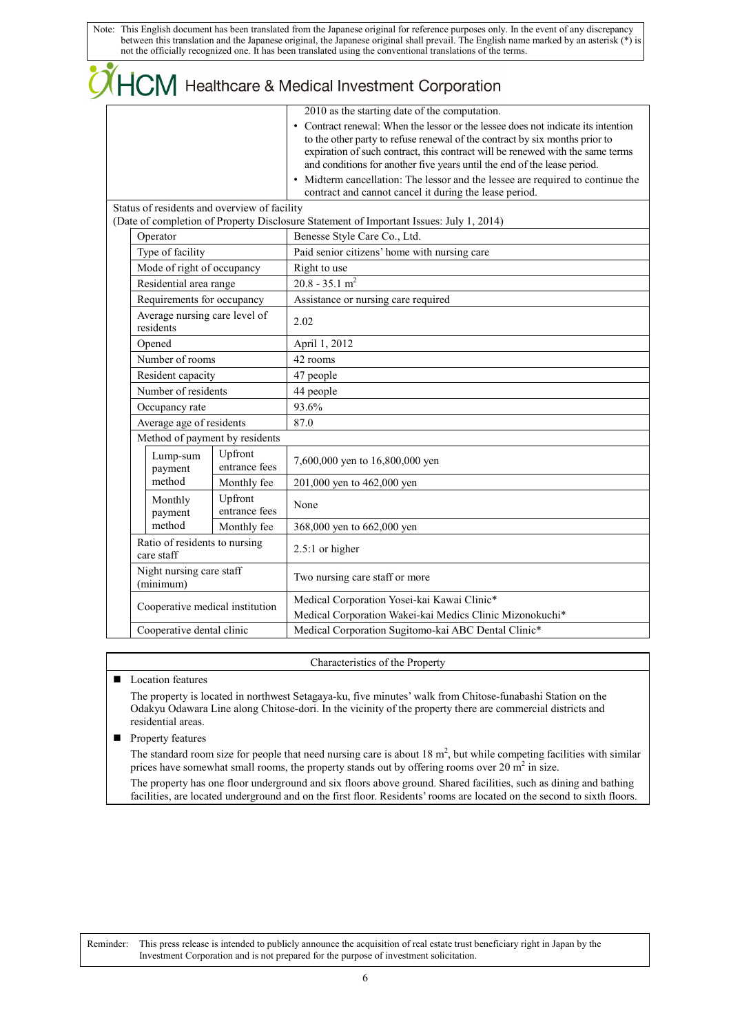Note: This English document has been translated from the Japanese original for reference purposes only. In the event of any discrepancy between this translation and the Japanese original, the Japanese original shall prevail. The English name marked by an asterisk (*) is not the officially recognized one. It has been translated using the conventional translations of the terms.

| | |
|---|---|
| | 2010 as the starting date of the computation.<br>• Contract renewal: When the lessor or the lessee does not indicate its intention to the other party to refuse renewal of the contract by six months prior to expiration of such contract, this contract will be renewed with the same terms and conditions for another five years until the end of the lease period.<br>• Midterm cancellation: The lessor and the lessee are required to continue the contract and cannot cancel it during the lease period. |

Status of residents and overview of facility
(Date of completion of Property Disclosure Statement of Important Issues: July 1, 2014)

| | | |
|---|---|---|
| Operator | | Benesse Style Care Co., Ltd. |
| Type of facility | | Paid senior citizens' home with nursing care |
| Mode of right of occupancy | | Right to use |
| Residential area range | | 20.8 - 35.1 m$^2$ |
| Requirements for occupancy | | Assistance or nursing care required |
| Average nursing care level of residents | | 2.02 |
| Opened | | April 1, 2012 |
| Number of rooms | | 42 rooms |
| Resident capacity | | 47 people |
| Number of residents | | 44 people |
| Occupancy rate | | 93.6% |
| Average age of residents | | 87.0 |
| Method of payment by residents | | |
| Lump-sum payment method | Upfront entrance fees | 7,600,000 yen to 16,800,000 yen |
| | Monthly fee | 201,000 yen to 462,000 yen |
| Monthly payment method | Upfront entrance fees | None |
| | Monthly fee | 368,000 yen to 662,000 yen |
| Ratio of residents to nursing care staff | | 2.5:1 or higher |
| Night nursing care staff (minimum) | | Two nursing care staff or more |
| Cooperative medical institution | | Medical Corporation Yosei-kai Kawai Clinic*<br>Medical Corporation Wakei-kai Medics Clinic Mizonokuchi* |
| Cooperative dental clinic | | Medical Corporation Sugitomo-kai ABC Dental Clinic* |

Characteristics of the Property

- **Location features**

  The property is located in northwest Setagaya-ku, five minutes' walk from Chitose-funabashi Station on the Odakyu Odawara Line along Chitose-dori. In the vicinity of the property there are commercial districts and residential areas.

- **Property features**

  The standard room size for people that need nursing care is about 18 m$^2$, but while competing facilities with similar prices have somewhat small rooms, the property stands out by offering rooms over 20 m$^2$ in size.

  The property has one floor underground and six floors above ground. Shared facilities, such as dining and bathing facilities, are located underground and on the first floor. Residents' rooms are located on the second to sixth floors.

Reminder: This press release is intended to publicly announce the acquisition of real estate trust beneficiary right in Japan by the Investment Corporation and is not prepared for the purpose of investment solicitation.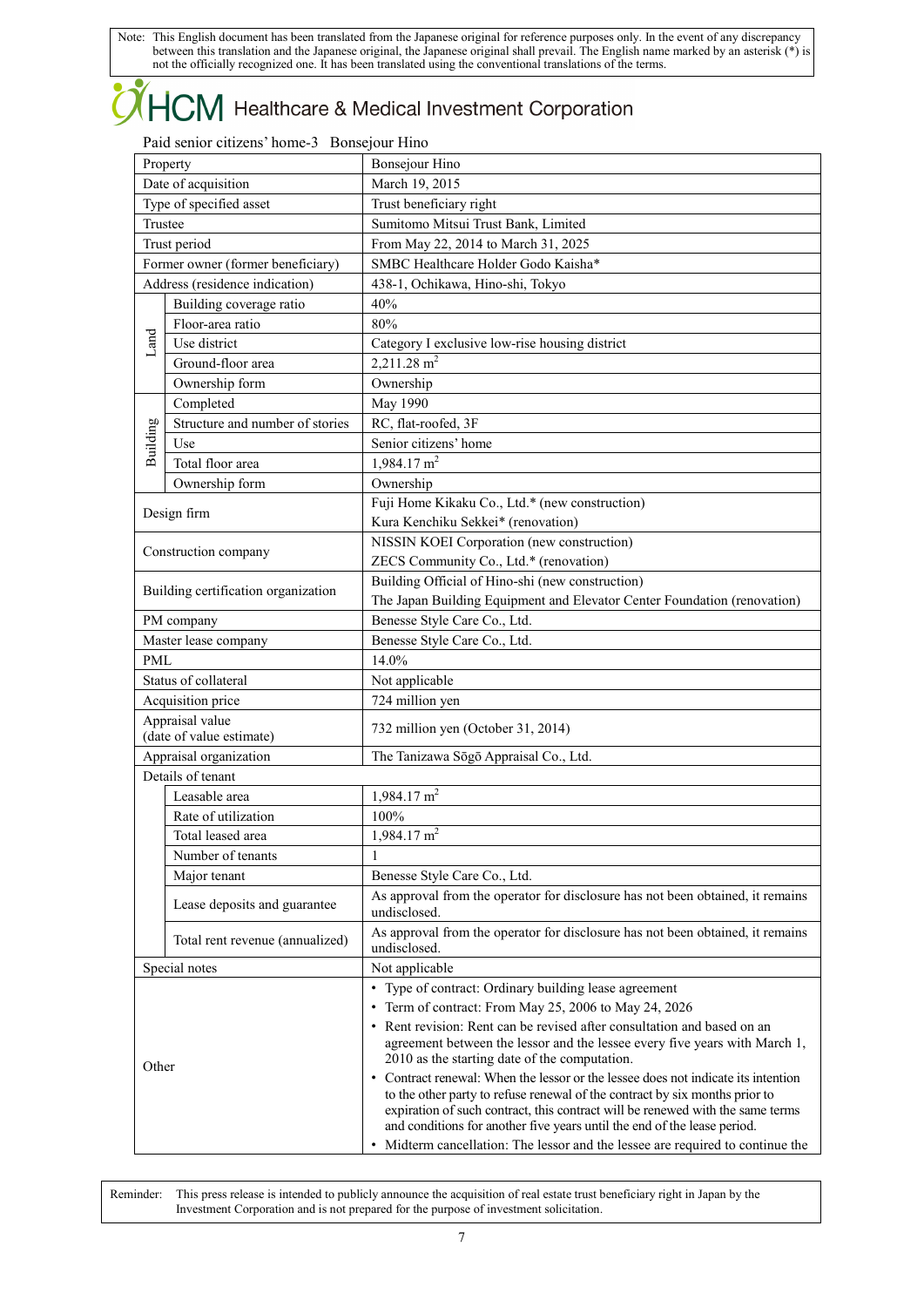Note: This English document has been translated from the Japanese original for reference purposes only. In the event of any discrepancy between this translation and the Japanese original, the Japanese original shall prevail. The English name marked by an asterisk (*) is not the officially recognized one. It has been translated using the conventional translations of the terms.

# HCM Healthcare & Medical Investment Corporation

Paid senior citizens' home-3 Bonsejour Hino

| | | |
|---|---|---|
| Property | | Bonsejour Hino |
| Date of acquisition | | March 19, 2015 |
| Type of specified asset | | Trust beneficiary right |
| Trustee | | Sumitomo Mitsui Trust Bank, Limited |
| Trust period | | From May 22, 2014 to March 31, 2025 |
| Former owner (former beneficiary) | | SMBC Healthcare Holder Godo Kaisha* |
| Address (residence indication) | | 438-1, Ochikawa, Hino-shi, Tokyo |
| Land | Building coverage ratio | 40% |
| | Floor-area ratio | 80% |
| | Use district | Category I exclusive low-rise housing district |
| | Ground-floor area | 2,211.28 m$^2$ |
| | Ownership form | Ownership |
| Building | Completed | May 1990 |
| | Structure and number of stories | RC, flat-roofed, 3F |
| | Use | Senior citizens' home |
| | Total floor area | 1,984.17 m$^2$ |
| | Ownership form | Ownership |
| Design firm | | Fuji Home Kikaku Co., Ltd.* (new construction)<br>Kura Kenchiku Sekkei* (renovation) |
| Construction company | | NISSIN KOEI Corporation (new construction)<br>ZECS Community Co., Ltd.* (renovation) |
| Building certification organization | | Building Official of Hino-shi (new construction)<br>The Japan Building Equipment and Elevator Center Foundation (renovation) |
| PM company | | Benesse Style Care Co., Ltd. |
| Master lease company | | Benesse Style Care Co., Ltd. |
| PML | | 14.0% |
| Status of collateral | | Not applicable |
| Acquisition price | | 724 million yen |
| Appraisal value (date of value estimate) | | 732 million yen (October 31, 2014) |
| Appraisal organization | | The Tanizawa Sōgō Appraisal Co., Ltd. |
| Details of tenant | | |
| | Leasable area | 1,984.17 m$^2$ |
| | Rate of utilization | 100% |
| | Total leased area | 1,984.17 m$^2$ |
| | Number of tenants | 1 |
| | Major tenant | Benesse Style Care Co., Ltd. |
| | Lease deposits and guarantee | As approval from the operator for disclosure has not been obtained, it remains undisclosed. |
| | Total rent revenue (annualized) | As approval from the operator for disclosure has not been obtained, it remains undisclosed. |
| Special notes | | Not applicable |
| Other | | • Type of contract: Ordinary building lease agreement<br>• Term of contract: From May 25, 2006 to May 24, 2026<br>• Rent revision: Rent can be revised after consultation and based on an agreement between the lessor and the lessee every five years with March 1, 2010 as the starting date of the computation.<br>• Contract renewal: When the lessor or the lessee does not indicate its intention to the other party to refuse renewal of the contract by six months prior to expiration of such contract, this contract will be renewed with the same terms and conditions for another five years until the end of the lease period.<br>• Midterm cancellation: The lessor and the lessee are required to continue the |

Reminder: This press release is intended to publicly announce the acquisition of real estate trust beneficiary right in Japan by the Investment Corporation and is not prepared for the purpose of investment solicitation.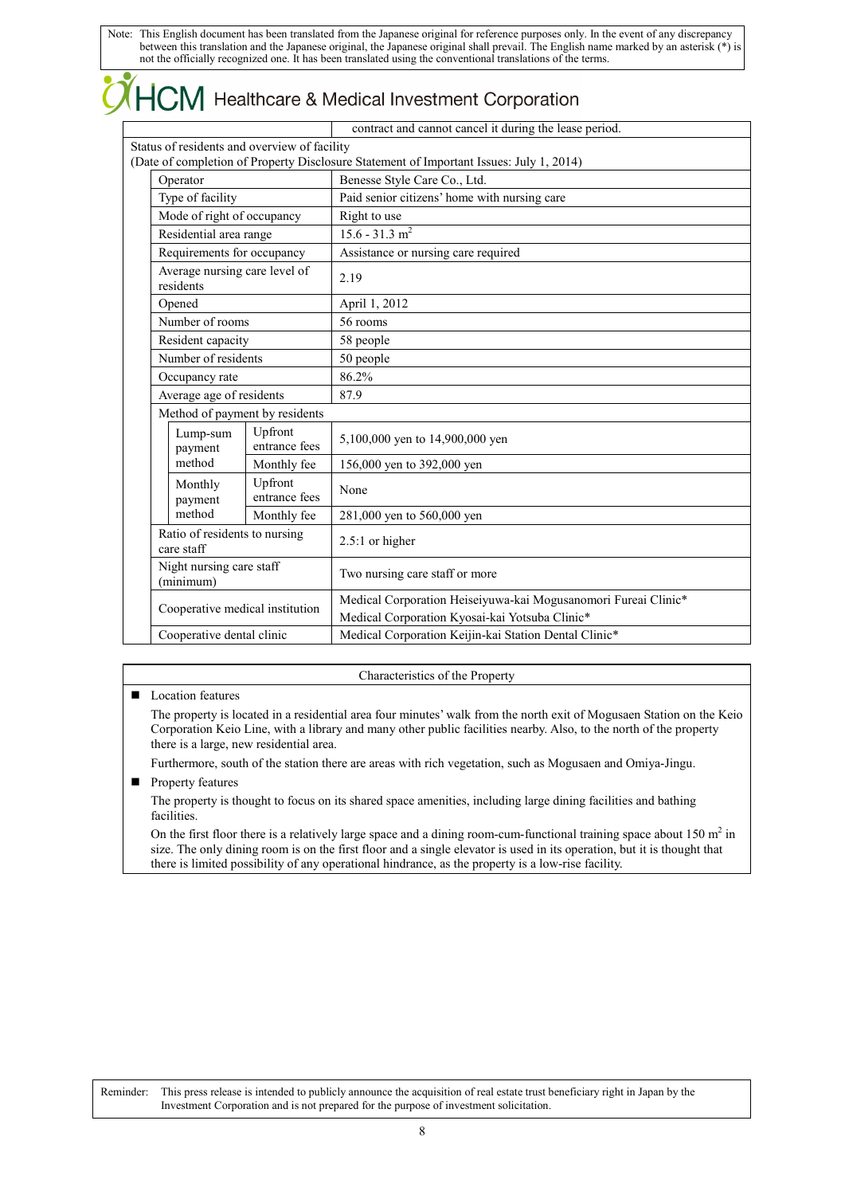Note: This English document has been translated from the Japanese original for reference purposes only. In the event of any discrepancy between this translation and the Japanese original, the Japanese original shall prevail. The English name marked by an asterisk (*) is not the officially recognized one. It has been translated using the conventional translations of the terms.

# HCM Healthcare & Medical Investment Corporation

| | | | |
|---|---|---|---|
| | | | contract and cannot cancel it during the lease period. |
| Status of residents and overview of facility (Date of completion of Property Disclosure Statement of Important Issues: July 1, 2014) | | | |
| | Operator | | Benesse Style Care Co., Ltd. |
| | Type of facility | | Paid senior citizens' home with nursing care |
| | Mode of right of occupancy | | Right to use |
| | Residential area range | | 15.6 - 31.3 m$^2$ |
| | Requirements for occupancy | | Assistance or nursing care required |
| | Average nursing care level of residents | | 2.19 |
| | Opened | | April 1, 2012 |
| | Number of rooms | | 56 rooms |
| | Resident capacity | | 58 people |
| | Number of residents | | 50 people |
| | Occupancy rate | | 86.2% |
| | Average age of residents | | 87.9 |
| | Method of payment by residents | | |
| | Lump-sum payment method | Upfront entrance fees | 5,100,000 yen to 14,900,000 yen |
| | | Monthly fee | 156,000 yen to 392,000 yen |
| | Monthly payment method | Upfront entrance fees | None |
| | | Monthly fee | 281,000 yen to 560,000 yen |
| | Ratio of residents to nursing care staff | | 2.5:1 or higher |
| | Night nursing care staff (minimum) | | Two nursing care staff or more |
| | Cooperative medical institution | | Medical Corporation Heiseiyuwa-kai Mogusanomori Fureai Clinic*<br>Medical Corporation Kyosai-kai Yotsuba Clinic* |
| | Cooperative dental clinic | | Medical Corporation Keijin-kai Station Dental Clinic* |

## Characteristics of the Property

- **Location features**

  The property is located in a residential area four minutes' walk from the north exit of Mogusaen Station on the Keio Corporation Keio Line, with a library and many other public facilities nearby. Also, to the north of the property there is a large, new residential area.

  Furthermore, south of the station there are areas with rich vegetation, such as Mogusaen and Omiya-Jingu.

- **Property features**

  The property is thought to focus on its shared space amenities, including large dining facilities and bathing facilities.

  On the first floor there is a relatively large space and a dining room-cum-functional training space about 150 m$^2$ in size. The only dining room is on the first floor and a single elevator is used in its operation, but it is thought that there is limited possibility of any operational hindrance, as the property is a low-rise facility.

Reminder: This press release is intended to publicly announce the acquisition of real estate trust beneficiary right in Japan by the Investment Corporation and is not prepared for the purpose of investment solicitation.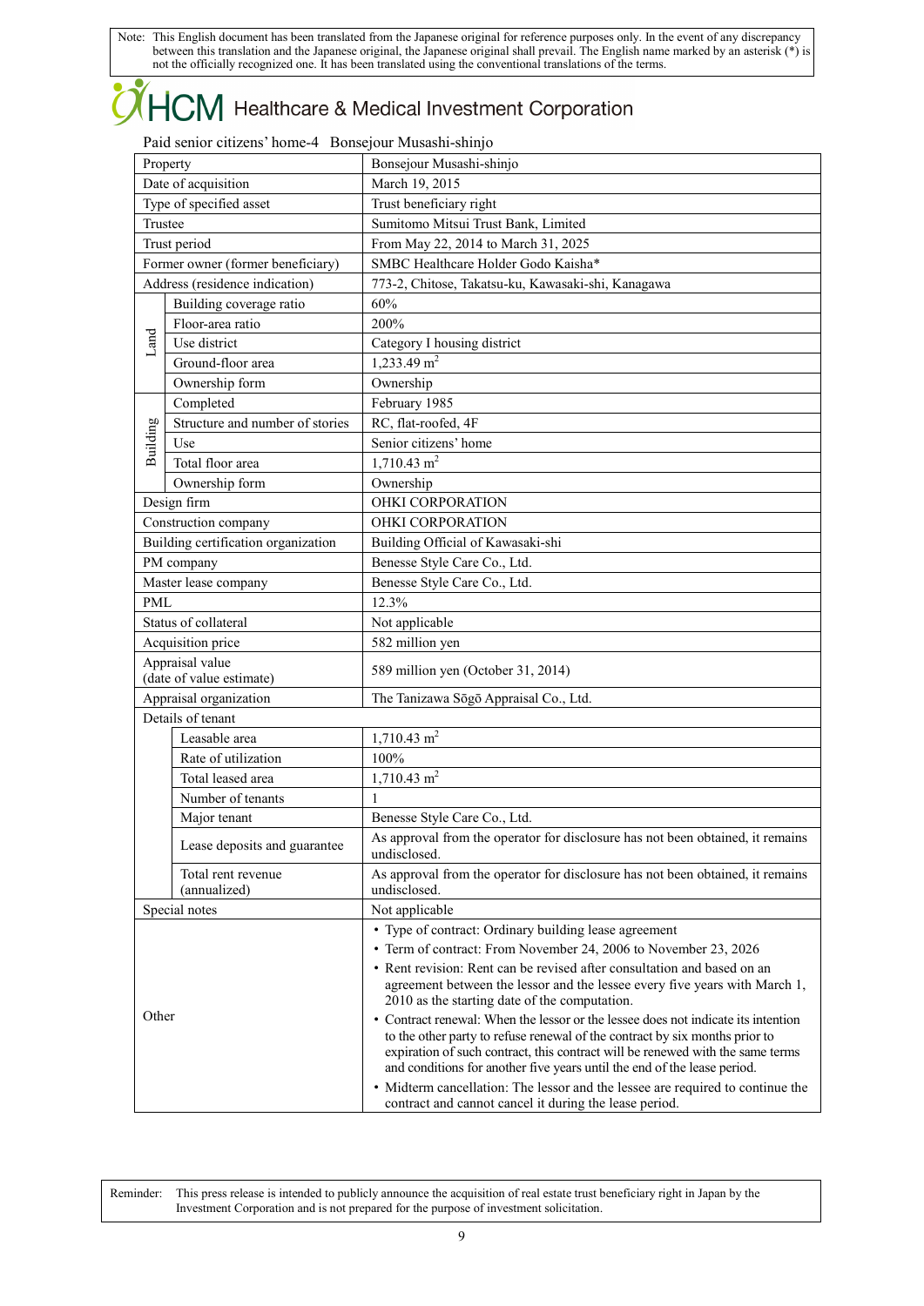Note: This English document has been translated from the Japanese original for reference purposes only. In the event of any discrepancy between this translation and the Japanese original, the Japanese original shall prevail. The English name marked by an asterisk (*) is not the officially recognized one. It has been translated using the conventional translations of the terms.

HCM Healthcare & Medical Investment Corporation

Paid senior citizens' home-4 Bonsejour Musashi-shinjo

| Property | | Bonsejour Musashi-shinjo |
|---|---|---|
| Date of acquisition | | March 19, 2015 |
| Type of specified asset | | Trust beneficiary right |
| Trustee | | Sumitomo Mitsui Trust Bank, Limited |
| Trust period | | From May 22, 2014 to March 31, 2025 |
| Former owner (former beneficiary) | | SMBC Healthcare Holder Godo Kaisha* |
| Address (residence indication) | | 773-2, Chitose, Takatsu-ku, Kawasaki-shi, Kanagawa |
| Land | Building coverage ratio | 60% |
| | Floor-area ratio | 200% |
| | Use district | Category I housing district |
| | Ground-floor area | 1,233.49 $m^2$ |
| | Ownership form | Ownership |
| Building | Completed | February 1985 |
| | Structure and number of stories | RC, flat-roofed, 4F |
| | Use | Senior citizens' home |
| | Total floor area | 1,710.43 $m^2$ |
| | Ownership form | Ownership |
| Design firm | | OHKI CORPORATION |
| Construction company | | OHKI CORPORATION |
| Building certification organization | | Building Official of Kawasaki-shi |
| PM company | | Benesse Style Care Co., Ltd. |
| Master lease company | | Benesse Style Care Co., Ltd. |
| PML | | 12.3% |
| Status of collateral | | Not applicable |
| Acquisition price | | 582 million yen |
| Appraisal value (date of value estimate) | | 589 million yen (October 31, 2014) |
| Appraisal organization | | The Tanizawa Sōgō Appraisal Co., Ltd. |
| Details of tenant | | |
| | Leasable area | 1,710.43 $m^2$ |
| | Rate of utilization | 100% |
| | Total leased area | 1,710.43 $m^2$ |
| | Number of tenants | 1 |
| | Major tenant | Benesse Style Care Co., Ltd. |
| | Lease deposits and guarantee | As approval from the operator for disclosure has not been obtained, it remains undisclosed. |
| | Total rent revenue (annualized) | As approval from the operator for disclosure has not been obtained, it remains undisclosed. |
| Special notes | | Not applicable |
| Other | | • Type of contract: Ordinary building lease agreement<br>• Term of contract: From November 24, 2006 to November 23, 2026<br>• Rent revision: Rent can be revised after consultation and based on an agreement between the lessor and the lessee every five years with March 1, 2010 as the starting date of the computation.<br>• Contract renewal: When the lessor or the lessee does not indicate its intention to the other party to refuse renewal of the contract by six months prior to expiration of such contract, this contract will be renewed with the same terms and conditions for another five years until the end of the lease period.<br>• Midterm cancellation: The lessor and the lessee are required to continue the contract and cannot cancel it during the lease period. |

Reminder: This press release is intended to publicly announce the acquisition of real estate trust beneficiary right in Japan by the Investment Corporation and is not prepared for the purpose of investment solicitation.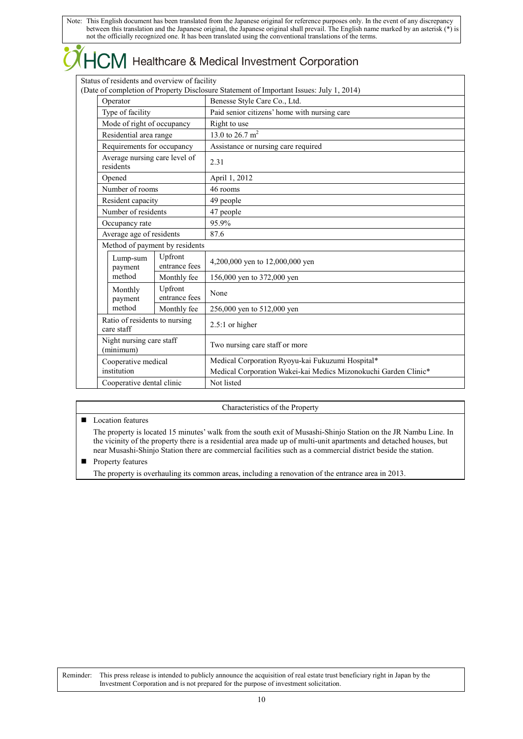Note: This English document has been translated from the Japanese original for reference purposes only. In the event of any discrepancy between this translation and the Japanese original, the Japanese original shall prevail. The English name marked by an asterisk (*) is not the officially recognized one. It has been translated using the conventional translations of the terms.

# HCM Healthcare & Medical Investment Corporation

Status of residents and overview of facility
(Date of completion of Property Disclosure Statement of Important Issues: July 1, 2014)

| Item | | | Details |
|---|---|---|---|
| Operator | | | Benesse Style Care Co., Ltd. |
| Type of facility | | | Paid senior citizens' home with nursing care |
| Mode of right of occupancy | | | Right to use |
| Residential area range | | | 13.0 to 26.7 $m^2$ |
| Requirements for occupancy | | | Assistance or nursing care required |
| Average nursing care level of residents | | | 2.31 |
| Opened | | | April 1, 2012 |
| Number of rooms | | | 46 rooms |
| Resident capacity | | | 49 people |
| Number of residents | | | 47 people |
| Occupancy rate | | | 95.9% |
| Average age of residents | | | 87.6 |
| Method of payment by residents | | | |
| | Lump-sum payment method | Upfront entrance fees | 4,200,000 yen to 12,000,000 yen |
| | | Monthly fee | 156,000 yen to 372,000 yen |
| | Monthly payment method | Upfront entrance fees | None |
| | | Monthly fee | 256,000 yen to 512,000 yen |
| Ratio of residents to nursing care staff | | | 2.5:1 or higher |
| Night nursing care staff (minimum) | | | Two nursing care staff or more |
| Cooperative medical institution | | | Medical Corporation Ryoyu-kai Fukuzumi Hospital*<br>Medical Corporation Wakei-kai Medics Mizonokuchi Garden Clinic* |
| Cooperative dental clinic | | | Not listed |

Characteristics of the Property

- Location features

  The property is located 15 minutes' walk from the south exit of Musashi-Shinjo Station on the JR Nambu Line. In the vicinity of the property there is a residential area made up of multi-unit apartments and detached houses, but near Musashi-Shinjo Station there are commercial facilities such as a commercial district beside the station.

- Property features

  The property is overhauling its common areas, including a renovation of the entrance area in 2013.

Reminder: This press release is intended to publicly announce the acquisition of real estate trust beneficiary right in Japan by the Investment Corporation and is not prepared for the purpose of investment solicitation.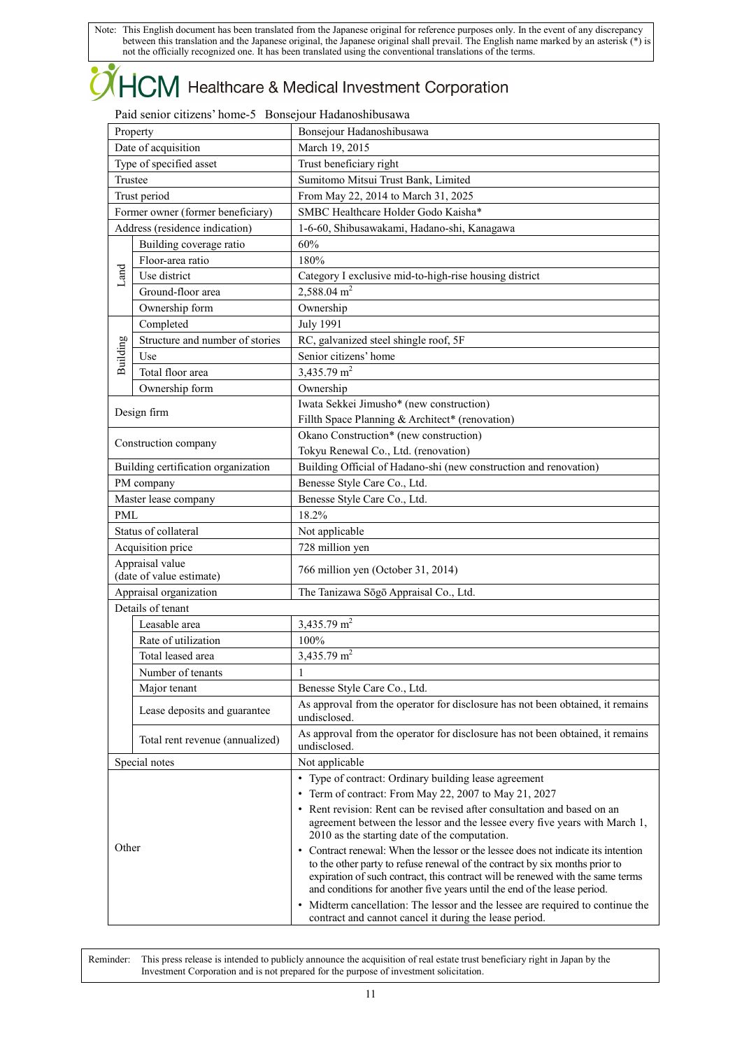Note: This English document has been translated from the Japanese original for reference purposes only. In the event of any discrepancy between this translation and the Japanese original, the Japanese original shall prevail. The English name marked by an asterisk (*) is not the officially recognized one. It has been translated using the conventional translations of the terms.

HCM Healthcare & Medical Investment Corporation

Paid senior citizens' home-5 Bonsejour Hadanoshibusawa

| | | |
|---|---|---|
| Property | | Bonsejour Hadanoshibusawa |
| Date of acquisition | | March 19, 2015 |
| Type of specified asset | | Trust beneficiary right |
| Trustee | | Sumitomo Mitsui Trust Bank, Limited |
| Trust period | | From May 22, 2014 to March 31, 2025 |
| Former owner (former beneficiary) | | SMBC Healthcare Holder Godo Kaisha* |
| Address (residence indication) | | 1-6-60, Shibusawakami, Hadano-shi, Kanagawa |
| Land | Building coverage ratio | 60% |
| | Floor-area ratio | 180% |
| | Use district | Category I exclusive mid-to-high-rise housing district |
| | Ground-floor area | 2,588.04 m$^2$ |
| | Ownership form | Ownership |
| Building | Completed | July 1991 |
| | Structure and number of stories | RC, galvanized steel shingle roof, 5F |
| | Use | Senior citizens' home |
| | Total floor area | 3,435.79 m$^2$ |
| | Ownership form | Ownership |
| Design firm | | Iwata Sekkei Jimusho* (new construction)<br>Fillth Space Planning & Architect* (renovation) |
| Construction company | | Okano Construction* (new construction)<br>Tokyu Renewal Co., Ltd. (renovation) |
| Building certification organization | | Building Official of Hadano-shi (new construction and renovation) |
| PM company | | Benesse Style Care Co., Ltd. |
| Master lease company | | Benesse Style Care Co., Ltd. |
| PML | | 18.2% |
| Status of collateral | | Not applicable |
| Acquisition price | | 728 million yen |
| Appraisal value (date of value estimate) | | 766 million yen (October 31, 2014) |
| Appraisal organization | | The Tanizawa Sōgō Appraisal Co., Ltd. |
| Details of tenant | | |
| | Leasable area | 3,435.79 m$^2$ |
| | Rate of utilization | 100% |
| | Total leased area | 3,435.79 m$^2$ |
| | Number of tenants | 1 |
| | Major tenant | Benesse Style Care Co., Ltd. |
| | Lease deposits and guarantee | As approval from the operator for disclosure has not been obtained, it remains undisclosed. |
| | Total rent revenue (annualized) | As approval from the operator for disclosure has not been obtained, it remains undisclosed. |
| Special notes | | Not applicable |
| Other | | • Type of contract: Ordinary building lease agreement<br>• Term of contract: From May 22, 2007 to May 21, 2027<br>• Rent revision: Rent can be revised after consultation and based on an agreement between the lessor and the lessee every five years with March 1, 2010 as the starting date of the computation.<br>• Contract renewal: When the lessor or the lessee does not indicate its intention to the other party to refuse renewal of the contract by six months prior to expiration of such contract, this contract will be renewed with the same terms and conditions for another five years until the end of the lease period.<br>• Midterm cancellation: The lessor and the lessee are required to continue the contract and cannot cancel it during the lease period. |

Reminder: This press release is intended to publicly announce the acquisition of real estate trust beneficiary right in Japan by the Investment Corporation and is not prepared for the purpose of investment solicitation.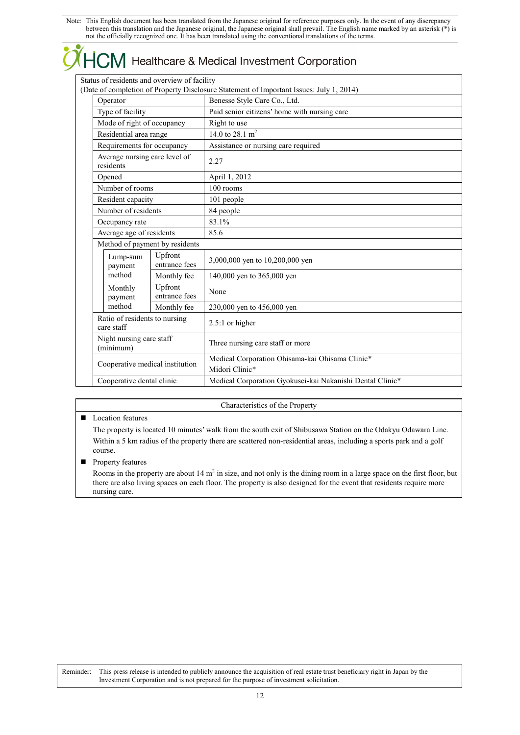Note: This English document has been translated from the Japanese original for reference purposes only. In the event of any discrepancy between this translation and the Japanese original, the Japanese original shall prevail. The English name marked by an asterisk (*) is not the officially recognized one. It has been translated using the conventional translations of the terms.

# HCM Healthcare & Medical Investment Corporation

Status of residents and overview of facility
(Date of completion of Property Disclosure Statement of Important Issues: July 1, 2014)

| Item | | | Details |
|---|---|---|---|
| Operator | | | Benesse Style Care Co., Ltd. |
| Type of facility | | | Paid senior citizens' home with nursing care |
| Mode of right of occupancy | | | Right to use |
| Residential area range | | | 14.0 to 28.1 $m^2$ |
| Requirements for occupancy | | | Assistance or nursing care required |
| Average nursing care level of residents | | | 2.27 |
| Opened | | | April 1, 2012 |
| Number of rooms | | | 100 rooms |
| Resident capacity | | | 101 people |
| Number of residents | | | 84 people |
| Occupancy rate | | | 83.1% |
| Average age of residents | | | 85.6 |
| Method of payment by residents | | | |
| | Lump-sum payment method | Upfront entrance fees | 3,000,000 yen to 10,200,000 yen |
| | | Monthly fee | 140,000 yen to 365,000 yen |
| | Monthly payment method | Upfront entrance fees | None |
| | | Monthly fee | 230,000 yen to 456,000 yen |
| Ratio of residents to nursing care staff | | | 2.5:1 or higher |
| Night nursing care staff (minimum) | | | Three nursing care staff or more |
| Cooperative medical institution | | | Medical Corporation Ohisama-kai Ohisama Clinic*<br>Midori Clinic* |
| Cooperative dental clinic | | | Medical Corporation Gyokusei-kai Nakanishi Dental Clinic* |

Characteristics of the Property

- Location features

  The property is located 10 minutes' walk from the south exit of Shibusawa Station on the Odakyu Odawara Line. Within a 5 km radius of the property there are scattered non-residential areas, including a sports park and a golf course.

- Property features

  Rooms in the property are about 14 $m^2$ in size, and not only is the dining room in a large space on the first floor, but there are also living spaces on each floor. The property is also designed for the event that residents require more nursing care.

Reminder: This press release is intended to publicly announce the acquisition of real estate trust beneficiary right in Japan by the Investment Corporation and is not prepared for the purpose of investment solicitation.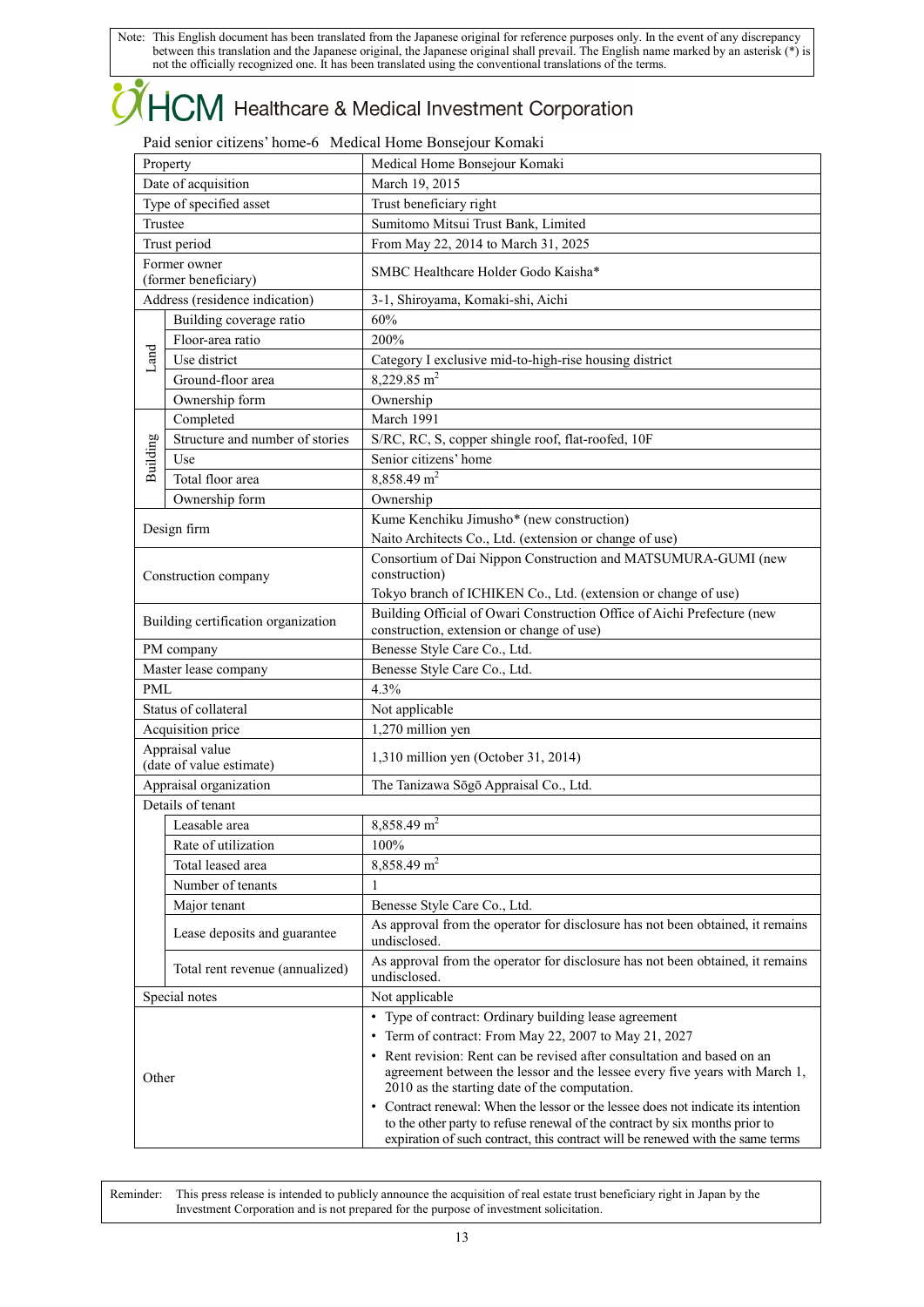Note: This English document has been translated from the Japanese original for reference purposes only. In the event of any discrepancy between this translation and the Japanese original, the Japanese original shall prevail. The English name marked by an asterisk (*) is not the officially recognized one. It has been translated using the conventional translations of the terms.

HCM Healthcare & Medical Investment Corporation

Paid senior citizens' home-6 Medical Home Bonsejour Komaki

| Property | | Medical Home Bonsejour Komaki |
|---|---|---|
| Date of acquisition | | March 19, 2015 |
| Type of specified asset | | Trust beneficiary right |
| Trustee | | Sumitomo Mitsui Trust Bank, Limited |
| Trust period | | From May 22, 2014 to March 31, 2025 |
| Former owner (former beneficiary) | | SMBC Healthcare Holder Godo Kaisha* |
| Address (residence indication) | | 3-1, Shiroyama, Komaki-shi, Aichi |
| Land | Building coverage ratio | 60% |
| | Floor-area ratio | 200% |
| | Use district | Category I exclusive mid-to-high-rise housing district |
| | Ground-floor area | 8,229.85 m$^2$ |
| | Ownership form | Ownership |
| Building | Completed | March 1991 |
| | Structure and number of stories | S/RC, RC, S, copper shingle roof, flat-roofed, 10F |
| | Use | Senior citizens' home |
| | Total floor area | 8,858.49 m$^2$ |
| | Ownership form | Ownership |
| Design firm | | Kume Kenchiku Jimusho* (new construction)<br>Naito Architects Co., Ltd. (extension or change of use) |
| Construction company | | Consortium of Dai Nippon Construction and MATSUMURA-GUMI (new construction)<br>Tokyo branch of ICHIKEN Co., Ltd. (extension or change of use) |
| Building certification organization | | Building Official of Owari Construction Office of Aichi Prefecture (new construction, extension or change of use) |
| PM company | | Benesse Style Care Co., Ltd. |
| Master lease company | | Benesse Style Care Co., Ltd. |
| PML | | 4.3% |
| Status of collateral | | Not applicable |
| Acquisition price | | 1,270 million yen |
| Appraisal value (date of value estimate) | | 1,310 million yen (October 31, 2014) |
| Appraisal organization | | The Tanizawa Sōgō Appraisal Co., Ltd. |
| Details of tenant | | |
| | Leasable area | 8,858.49 m$^2$ |
| | Rate of utilization | 100% |
| | Total leased area | 8,858.49 m$^2$ |
| | Number of tenants | 1 |
| | Major tenant | Benesse Style Care Co., Ltd. |
| | Lease deposits and guarantee | As approval from the operator for disclosure has not been obtained, it remains undisclosed. |
| | Total rent revenue (annualized) | As approval from the operator for disclosure has not been obtained, it remains undisclosed. |
| Special notes | | Not applicable |
| Other | | • Type of contract: Ordinary building lease agreement<br>• Term of contract: From May 22, 2007 to May 21, 2027<br>• Rent revision: Rent can be revised after consultation and based on an agreement between the lessor and the lessee every five years with March 1, 2010 as the starting date of the computation.<br>• Contract renewal: When the lessor or the lessee does not indicate its intention to the other party to refuse renewal of the contract by six months prior to expiration of such contract, this contract will be renewed with the same terms |

Reminder: This press release is intended to publicly announce the acquisition of real estate trust beneficiary right in Japan by the Investment Corporation and is not prepared for the purpose of investment solicitation.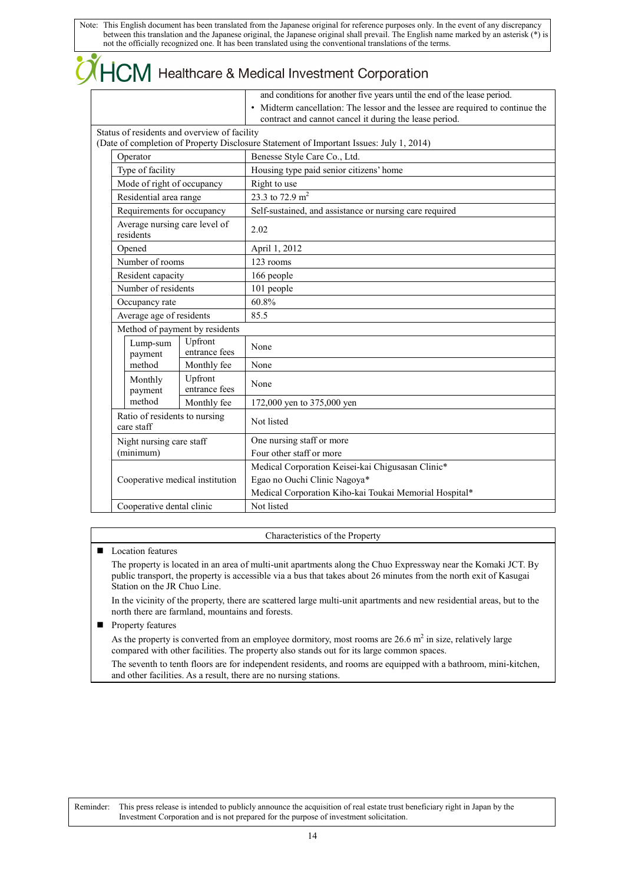Note: This English document has been translated from the Japanese original for reference purposes only. In the event of any discrepancy between this translation and the Japanese original, the Japanese original shall prevail. The English name marked by an asterisk (*) is not the officially recognized one. It has been translated using the conventional translations of the terms.

HCM Healthcare & Medical Investment Corporation

| | |
|---|---|
| | and conditions for another five years until the end of the lease period.<br>• Midterm cancellation: The lessor and the lessee are required to continue the contract and cannot cancel it during the lease period. |

Status of residents and overview of facility
(Date of completion of Property Disclosure Statement of Important Issues: July 1, 2014)

| | | |
|---|---|---|
| Operator | | Benesse Style Care Co., Ltd. |
| Type of facility | | Housing type paid senior citizens' home |
| Mode of right of occupancy | | Right to use |
| Residential area range | | 23.3 to 72.9 $m^2$ |
| Requirements for occupancy | | Self-sustained, and assistance or nursing care required |
| Average nursing care level of residents | | 2.02 |
| Opened | | April 1, 2012 |
| Number of rooms | | 123 rooms |
| Resident capacity | | 166 people |
| Number of residents | | 101 people |
| Occupancy rate | | 60.8% |
| Average age of residents | | 85.5 |
| Method of payment by residents | | |
| Lump-sum payment method | Upfront entrance fees | None |
| | Monthly fee | None |
| Monthly payment method | Upfront entrance fees | None |
| | Monthly fee | 172,000 yen to 375,000 yen |
| Ratio of residents to nursing care staff | | Not listed |
| Night nursing care staff (minimum) | | One nursing staff or more<br>Four other staff or more |
| Cooperative medical institution | | Medical Corporation Keisei-kai Chigusasan Clinic*<br>Egao no Ouchi Clinic Nagoya*<br>Medical Corporation Kiho-kai Toukai Memorial Hospital* |
| Cooperative dental clinic | | Not listed |

Characteristics of the Property

- Location features

  The property is located in an area of multi-unit apartments along the Chuo Expressway near the Komaki JCT. By public transport, the property is accessible via a bus that takes about 26 minutes from the north exit of Kasugai Station on the JR Chuo Line.

  In the vicinity of the property, there are scattered large multi-unit apartments and new residential areas, but to the north there are farmland, mountains and forests.

- Property features

  As the property is converted from an employee dormitory, most rooms are 26.6 $m^2$ in size, relatively large compared with other facilities. The property also stands out for its large common spaces.

  The seventh to tenth floors are for independent residents, and rooms are equipped with a bathroom, mini-kitchen, and other facilities. As a result, there are no nursing stations.

Reminder: This press release is intended to publicly announce the acquisition of real estate trust beneficiary right in Japan by the Investment Corporation and is not prepared for the purpose of investment solicitation.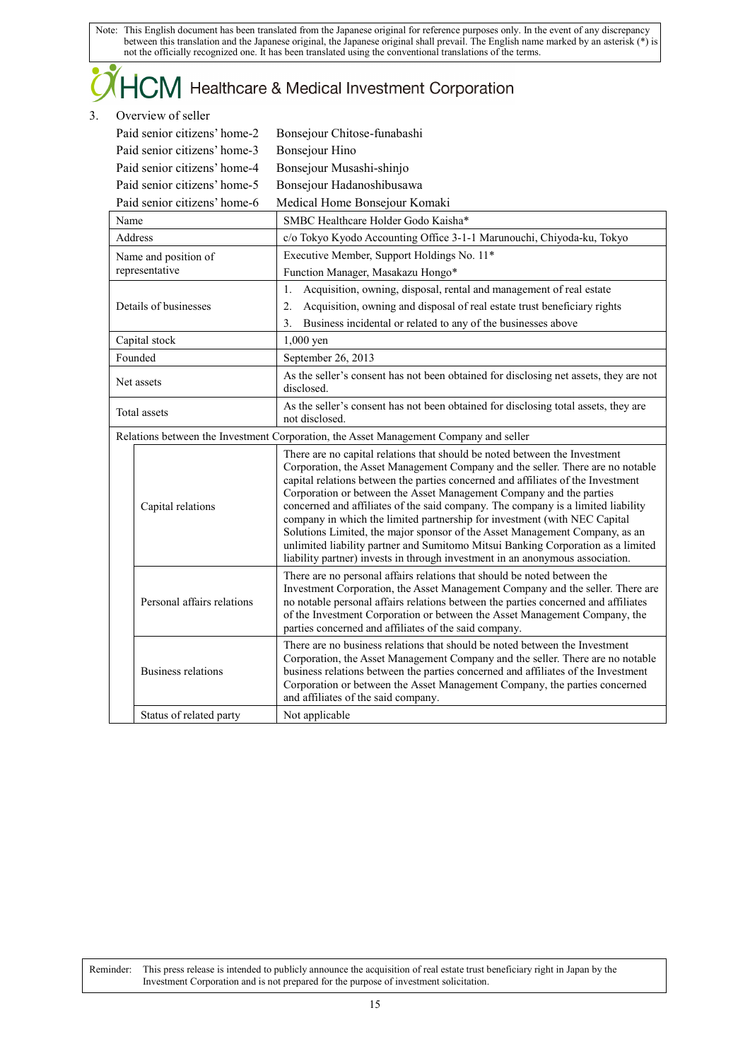Note: This English document has been translated from the Japanese original for reference purposes only. In the event of any discrepancy between this translation and the Japanese original, the Japanese original shall prevail. The English name marked by an asterisk (*) is not the officially recognized one. It has been translated using the conventional translations of the terms.

HCM Healthcare & Medical Investment Corporation

3. Overview of seller

Paid senior citizens' home-2 Bonsejour Chitose-funabashi
Paid senior citizens' home-3 Bonsejour Hino
Paid senior citizens' home-4 Bonsejour Musashi-shinjo
Paid senior citizens' home-5 Bonsejour Hadanoshibusawa
Paid senior citizens' home-6 Medical Home Bonsejour Komaki

| | | |
|---|---|---|
| Name | | SMBC Healthcare Holder Godo Kaisha* |
| Address | | c/o Tokyo Kyodo Accounting Office 3-1-1 Marunouchi, Chiyoda-ku, Tokyo |
| Name and position of representative | | Executive Member, Support Holdings No. 11*<br>Function Manager, Masakazu Hongo* |
| Details of businesses | | 1. Acquisition, owning, disposal, rental and management of real estate<br>2. Acquisition, owning and disposal of real estate trust beneficiary rights<br>3. Business incidental or related to any of the businesses above |
| Capital stock | | 1,000 yen |
| Founded | | September 26, 2013 |
| Net assets | | As the seller's consent has not been obtained for disclosing net assets, they are not disclosed. |
| Total assets | | As the seller's consent has not been obtained for disclosing total assets, they are not disclosed. |
| Relations between the Investment Corporation, the Asset Management Company and seller | | |
| | Capital relations | There are no capital relations that should be noted between the Investment Corporation, the Asset Management Company and the seller. There are no notable capital relations between the parties concerned and affiliates of the Investment Corporation or between the Asset Management Company and the parties concerned and affiliates of the said company. The company is a limited liability company in which the limited partnership for investment (with NEC Capital Solutions Limited, the major sponsor of the Asset Management Company, as an unlimited liability partner and Sumitomo Mitsui Banking Corporation as a limited liability partner) invests in through investment in an anonymous association. |
| | Personal affairs relations | There are no personal affairs relations that should be noted between the Investment Corporation, the Asset Management Company and the seller. There are no notable personal affairs relations between the parties concerned and affiliates of the Investment Corporation or between the Asset Management Company, the parties concerned and affiliates of the said company. |
| | Business relations | There are no business relations that should be noted between the Investment Corporation, the Asset Management Company and the seller. There are no notable business relations between the parties concerned and affiliates of the Investment Corporation or between the Asset Management Company, the parties concerned and affiliates of the said company. |
| | Status of related party | Not applicable |

Reminder: This press release is intended to publicly announce the acquisition of real estate trust beneficiary right in Japan by the Investment Corporation and is not prepared for the purpose of investment solicitation.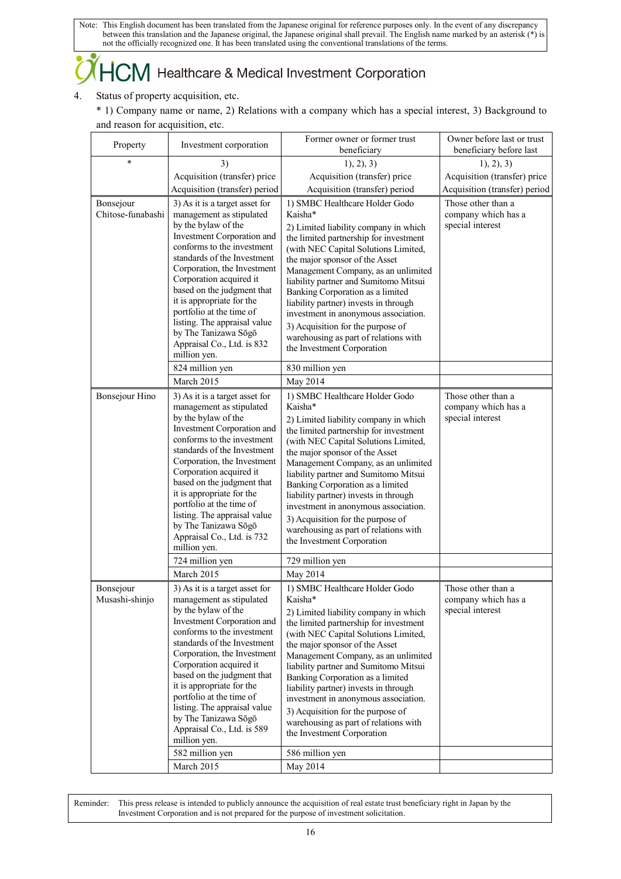Note: This English document has been translated from the Japanese original for reference purposes only. In the event of any discrepancy between this translation and the Japanese original, the Japanese original shall prevail. The English name marked by an asterisk (*) is not the officially recognized one. It has been translated using the conventional translations of the terms.

4. Status of property acquisition, etc.

\* 1) Company name or name, 2) Relations with a company which has a special interest, 3) Background to and reason for acquisition, etc.

| Property | Investment corporation | Former owner or former trust beneficiary | Owner before last or trust beneficiary before last |
|---|---|---|---|
| * | 3)<br>Acquisition (transfer) price<br>Acquisition (transfer) period | 1), 2), 3)<br>Acquisition (transfer) price<br>Acquisition (transfer) period | 1), 2), 3)<br>Acquisition (transfer) price<br>Acquisition (transfer) period |
| Bonsejour Chitose-funabashi | 3) As it is a target asset for management as stipulated by the bylaw of the Investment Corporation and conforms to the investment standards of the Investment Corporation, the Investment Corporation acquired it based on the judgment that it is appropriate for the portfolio at the time of listing. The appraisal value by The Tanizawa Sōgō Appraisal Co., Ltd. is 832 million yen. | 1) SMBC Healthcare Holder Godo Kaisha*<br>2) Limited liability company in which the limited partnership for investment (with NEC Capital Solutions Limited, the major sponsor of the Asset Management Company, as an unlimited liability partner and Sumitomo Mitsui Banking Corporation as a limited liability partner) invests in through investment in anonymous association.<br>3) Acquisition for the purpose of warehousing as part of relations with the Investment Corporation | Those other than a company which has a special interest |
| | 824 million yen | 830 million yen | |
| | March 2015 | May 2014 | |
| Bonsejour Hino | 3) As it is a target asset for management as stipulated by the bylaw of the Investment Corporation and conforms to the investment standards of the Investment Corporation, the Investment Corporation acquired it based on the judgment that it is appropriate for the portfolio at the time of listing. The appraisal value by The Tanizawa Sōgō Appraisal Co., Ltd. is 732 million yen. | 1) SMBC Healthcare Holder Godo Kaisha*<br>2) Limited liability company in which the limited partnership for investment (with NEC Capital Solutions Limited, the major sponsor of the Asset Management Company, as an unlimited liability partner and Sumitomo Mitsui Banking Corporation as a limited liability partner) invests in through investment in anonymous association.<br>3) Acquisition for the purpose of warehousing as part of relations with the Investment Corporation | Those other than a company which has a special interest |
| | 724 million yen | 729 million yen | |
| | March 2015 | May 2014 | |
| Bonsejour Musashi-shinjo | 3) As it is a target asset for management as stipulated by the bylaw of the Investment Corporation and conforms to the investment standards of the Investment Corporation, the Investment Corporation acquired it based on the judgment that it is appropriate for the portfolio at the time of listing. The appraisal value by The Tanizawa Sōgō Appraisal Co., Ltd. is 589 million yen. | 1) SMBC Healthcare Holder Godo Kaisha*<br>2) Limited liability company in which the limited partnership for investment (with NEC Capital Solutions Limited, the major sponsor of the Asset Management Company, as an unlimited liability partner and Sumitomo Mitsui Banking Corporation as a limited liability partner) invests in through investment in anonymous association.<br>3) Acquisition for the purpose of warehousing as part of relations with the Investment Corporation | Those other than a company which has a special interest |
| | 582 million yen | 586 million yen | |
| | March 2015 | May 2014 | |

Reminder: This press release is intended to publicly announce the acquisition of real estate trust beneficiary right in Japan by the Investment Corporation and is not prepared for the purpose of investment solicitation.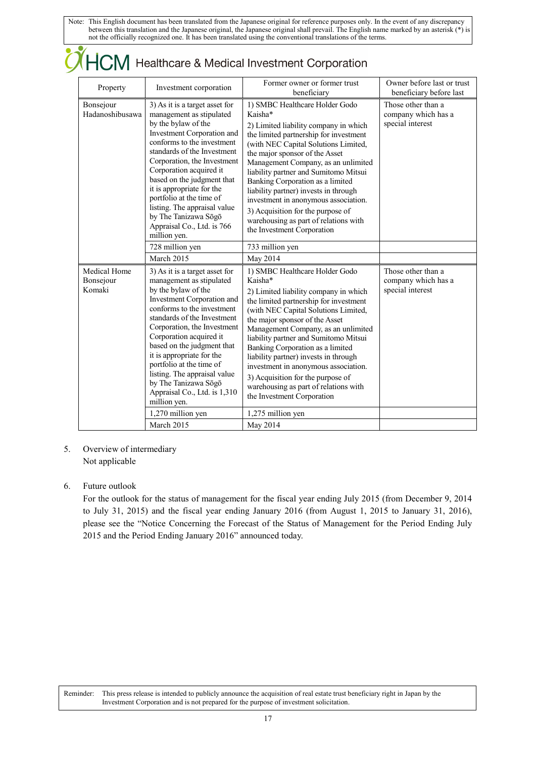| Property | Investment corporation | Former owner or former trust beneficiary | Owner before last or trust beneficiary before last |
|---|---|---|---|
| Bonsejour Hadanoshibusawa | 3) As it is a target asset for management as stipulated by the bylaw of the Investment Corporation and conforms to the investment standards of the Investment Corporation, the Investment Corporation acquired it based on the judgment that it is appropriate for the portfolio at the time of listing. The appraisal value by The Tanizawa Sōgō Appraisal Co., Ltd. is 766 million yen. | 1) SMBC Healthcare Holder Godo Kaisha* 2) Limited liability company in which the limited partnership for investment (with NEC Capital Solutions Limited, the major sponsor of the Asset Management Company, as an unlimited liability partner and Sumitomo Mitsui Banking Corporation as a limited liability partner) invests in through investment in anonymous association. 3) Acquisition for the purpose of warehousing as part of relations with the Investment Corporation | Those other than a company which has a special interest |
| | 728 million yen | 733 million yen | |
| | March 2015 | May 2014 | |
| Medical Home Bonsejour Komaki | 3) As it is a target asset for management as stipulated by the bylaw of the Investment Corporation and conforms to the investment standards of the Investment Corporation, the Investment Corporation acquired it based on the judgment that it is appropriate for the portfolio at the time of listing. The appraisal value by The Tanizawa Sōgō Appraisal Co., Ltd. is 1,310 million yen. | 1) SMBC Healthcare Holder Godo Kaisha* 2) Limited liability company in which the limited partnership for investment (with NEC Capital Solutions Limited, the major sponsor of the Asset Management Company, as an unlimited liability partner and Sumitomo Mitsui Banking Corporation as a limited liability partner) invests in through investment in anonymous association. 3) Acquisition for the purpose of warehousing as part of relations with the Investment Corporation | Those other than a company which has a special interest |
| | 1,270 million yen | 1,275 million yen | |
| | March 2015 | May 2014 | |

5. Overview of intermediary
   Not applicable

6. Future outlook
   For the outlook for the status of management for the fiscal year ending July 2015 (from December 9, 2014 to July 31, 2015) and the fiscal year ending January 2016 (from August 1, 2015 to January 31, 2016), please see the "Notice Concerning the Forecast of the Status of Management for the Period Ending July 2015 and the Period Ending January 2016" announced today.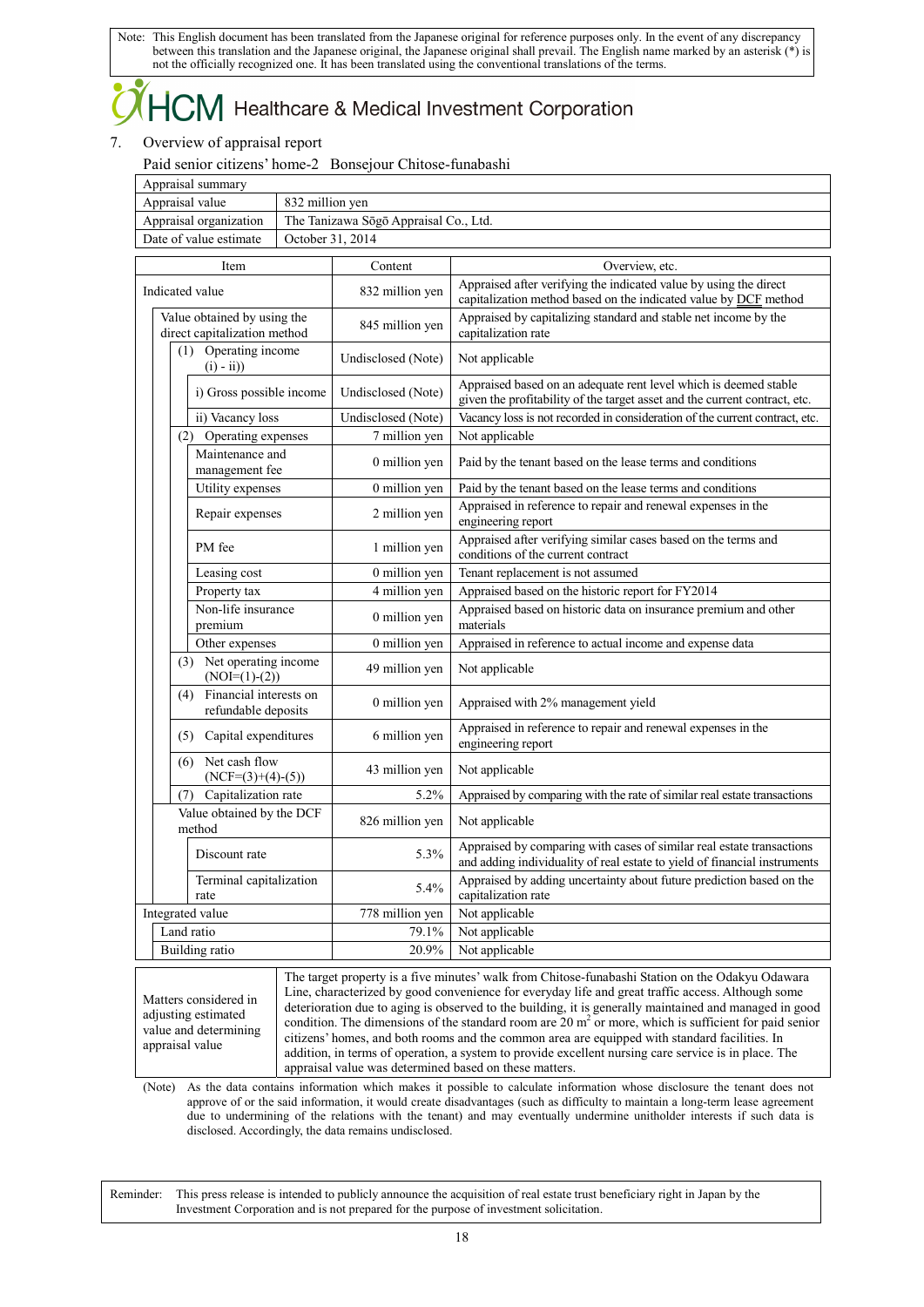Note: This English document has been translated from the Japanese original for reference purposes only. In the event of any discrepancy between this translation and the Japanese original, the Japanese original shall prevail. The English name marked by an asterisk (*) is not the officially recognized one. It has been translated using the conventional translations of the terms.

# HCM Healthcare & Medical Investment Corporation

## 7. Overview of appraisal report

Paid senior citizens' home-2 Bonsejour Chitose-funabashi

| Appraisal summary | |
|---|---|
| Appraisal value | 832 million yen |
| Appraisal organization | The Tanizawa Sōgō Appraisal Co., Ltd. |
| Date of value estimate | October 31, 2014 |

| Item | Content | Overview, etc. |
|---|---|---|
| Indicated value | 832 million yen | Appraised after verifying the indicated value by using the direct capitalization method based on the indicated value by DCF method |
| Value obtained by using the direct capitalization method | 845 million yen | Appraised by capitalizing standard and stable net income by the capitalization rate |
| (1) Operating income (i) - ii)) | Undisclosed (Note) | Not applicable |
| i) Gross possible income | Undisclosed (Note) | Appraised based on an adequate rent level which is deemed stable given the profitability of the target asset and the current contract, etc. |
| ii) Vacancy loss | Undisclosed (Note) | Vacancy loss is not recorded in consideration of the current contract, etc. |
| (2) Operating expenses | 7 million yen | Not applicable |
| Maintenance and management fee | 0 million yen | Paid by the tenant based on the lease terms and conditions |
| Utility expenses | 0 million yen | Paid by the tenant based on the lease terms and conditions |
| Repair expenses | 2 million yen | Appraised in reference to repair and renewal expenses in the engineering report |
| PM fee | 1 million yen | Appraised after verifying similar cases based on the terms and conditions of the current contract |
| Leasing cost | 0 million yen | Tenant replacement is not assumed |
| Property tax | 4 million yen | Appraised based on the historic report for FY2014 |
| Non-life insurance premium | 0 million yen | Appraised based on historic data on insurance premium and other materials |
| Other expenses | 0 million yen | Appraised in reference to actual income and expense data |
| (3) Net operating income (NOI=(1)-(2)) | 49 million yen | Not applicable |
| (4) Financial interests on refundable deposits | 0 million yen | Appraised with 2% management yield |
| (5) Capital expenditures | 6 million yen | Appraised in reference to repair and renewal expenses in the engineering report |
| (6) Net cash flow (NCF=(3)+(4)-(5)) | 43 million yen | Not applicable |
| (7) Capitalization rate | 5.2% | Appraised by comparing with the rate of similar real estate transactions |
| Value obtained by the DCF method | 826 million yen | Not applicable |
| Discount rate | 5.3% | Appraised by comparing with cases of similar real estate transactions and adding individuality of real estate to yield of financial instruments |
| Terminal capitalization rate | 5.4% | Appraised by adding uncertainty about future prediction based on the capitalization rate |
| Integrated value | 778 million yen | Not applicable |
| Land ratio | 79.1% | Not applicable |
| Building ratio | 20.9% | Not applicable |

| Matters considered in adjusting estimated value and determining appraisal value | The target property is a five minutes' walk from Chitose-funabashi Station on the Odakyu Odawara Line, characterized by good convenience for everyday life and great traffic access. Although some deterioration due to aging is observed to the building, it is generally maintained and managed in good condition. The dimensions of the standard room are 20 $m^2$ or more, which is sufficient for paid senior citizens' homes, and both rooms and the common area are equipped with standard facilities. In addition, in terms of operation, a system to provide excellent nursing care service is in place. The appraisal value was determined based on these matters. |
|---|---|

(Note) As the data contains information which makes it possible to calculate information whose disclosure the tenant does not approve of or the said information, it would create disadvantages (such as difficulty to maintain a long-term lease agreement due to undermining of the relations with the tenant) and may eventually undermine unitholder interests if such data is disclosed. Accordingly, the data remains undisclosed.

Reminder: This press release is intended to publicly announce the acquisition of real estate trust beneficiary right in Japan by the Investment Corporation and is not prepared for the purpose of investment solicitation.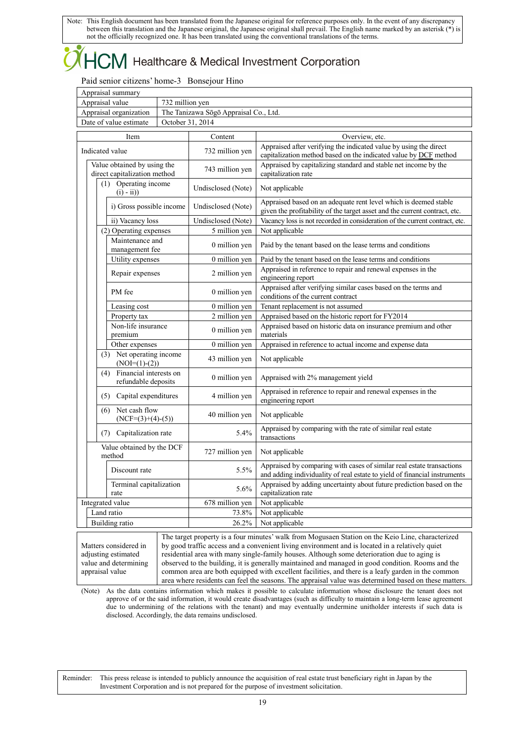Note: This English document has been translated from the Japanese original for reference purposes only. In the event of any discrepancy between this translation and the Japanese original, the Japanese original shall prevail. The English name marked by an asterisk (*) is not the officially recognized one. It has been translated using the conventional translations of the terms.

# HCM Healthcare & Medical Investment Corporation

Paid senior citizens' home-3 Bonsejour Hino

| Appraisal summary | |
|---|---|
| Appraisal value | 732 million yen |
| Appraisal organization | The Tanizawa Sōgō Appraisal Co., Ltd. |
| Date of value estimate | October 31, 2014 |

| Item | Content | Overview, etc. |
|---|---|---|
| Indicated value | 732 million yen | Appraised after verifying the indicated value by using the direct capitalization method based on the indicated value by DCF method |
| Value obtained by using the direct capitalization method | 743 million yen | Appraised by capitalizing standard and stable net income by the capitalization rate |
| (1) Operating income (i) - ii)) | Undisclosed (Note) | Not applicable |
| i) Gross possible income | Undisclosed (Note) | Appraised based on an adequate rent level which is deemed stable given the profitability of the target asset and the current contract, etc. |
| ii) Vacancy loss | Undisclosed (Note) | Vacancy loss is not recorded in consideration of the current contract, etc. |
| (2) Operating expenses | 5 million yen | Not applicable |
| Maintenance and management fee | 0 million yen | Paid by the tenant based on the lease terms and conditions |
| Utility expenses | 0 million yen | Paid by the tenant based on the lease terms and conditions |
| Repair expenses | 2 million yen | Appraised in reference to repair and renewal expenses in the engineering report |
| PM fee | 0 million yen | Appraised after verifying similar cases based on the terms and conditions of the current contract |
| Leasing cost | 0 million yen | Tenant replacement is not assumed |
| Property tax | 2 million yen | Appraised based on the historic report for FY2014 |
| Non-life insurance premium | 0 million yen | Appraised based on historic data on insurance premium and other materials |
| Other expenses | 0 million yen | Appraised in reference to actual income and expense data |
| (3) Net operating income (NOI=(1)-(2)) | 43 million yen | Not applicable |
| (4) Financial interests on refundable deposits | 0 million yen | Appraised with 2% management yield |
| (5) Capital expenditures | 4 million yen | Appraised in reference to repair and renewal expenses in the engineering report |
| (6) Net cash flow (NCF=(3)+(4)-(5)) | 40 million yen | Not applicable |
| (7) Capitalization rate | 5.4% | Appraised by comparing with the rate of similar real estate transactions |
| Value obtained by the DCF method | 727 million yen | Not applicable |
| Discount rate | 5.5% | Appraised by comparing with cases of similar real estate transactions and adding individuality of real estate to yield of similar financial instruments |
| Terminal capitalization rate | 5.6% | Appraised by adding uncertainty about future prediction based on the capitalization rate |
| Integrated value | 678 million yen | Not applicable |
| Land ratio | 73.8% | Not applicable |
| Building ratio | 26.2% | Not applicable |

| | |
|---|---|
| Matters considered in adjusting estimated value and determining appraisal value | The target property is a four minutes' walk from Mogusaen Station on the Keio Line, characterized by good traffic access and a convenient living environment and is located in a relatively quiet residential area with many single-family houses. Although some deterioration due to aging is observed to the building, it is generally maintained and managed in good condition. Rooms and the common area are both equipped with excellent facilities, and there is a leafy garden in the common area where residents can feel the seasons. The appraisal value was determined based on these matters. |

(Note) As the data contains information which makes it possible to calculate information whose disclosure the tenant does not approve of or the said information, it would create disadvantages (such as difficulty to maintain a long-term lease agreement due to undermining of the relations with the tenant) and may eventually undermine unitholder interests if such data is disclosed. Accordingly, the data remains undisclosed.

Reminder: This press release is intended to publicly announce the acquisition of real estate trust beneficiary right in Japan by the Investment Corporation and is not prepared for the purpose of investment solicitation.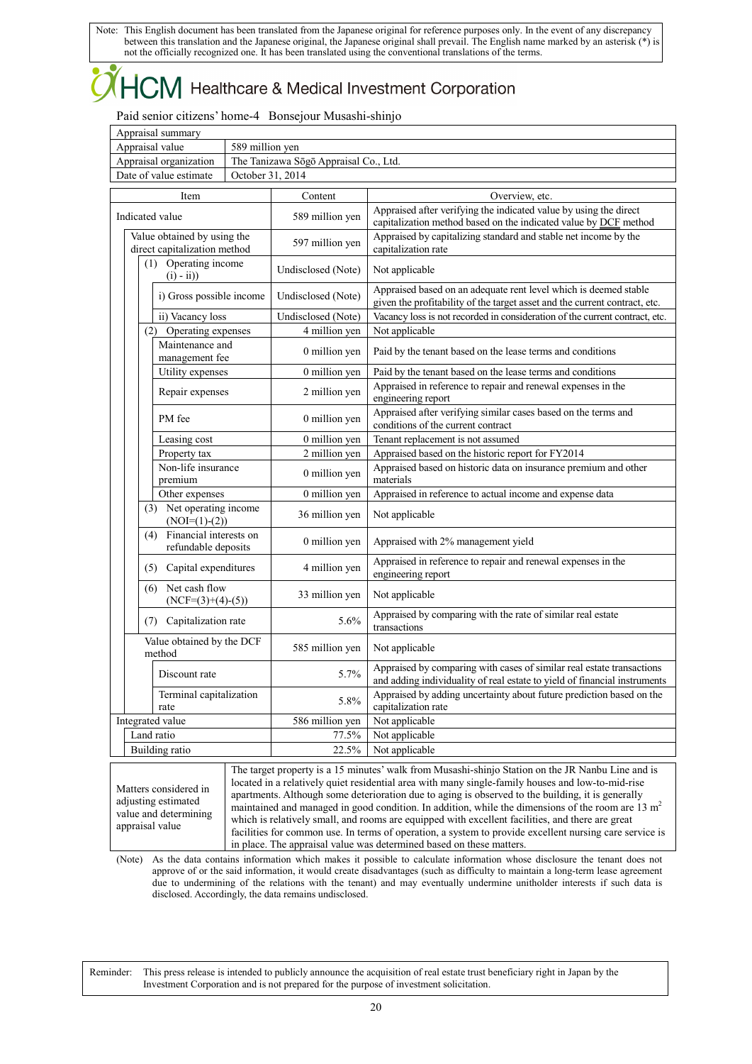Note: This English document has been translated from the Japanese original for reference purposes only. In the event of any discrepancy between this translation and the Japanese original, the Japanese original shall prevail. The English name marked by an asterisk (*) is not the officially recognized one. It has been translated using the conventional translations of the terms.

# HCM Healthcare & Medical Investment Corporation

Paid senior citizens' home-4 Bonsejour Musashi-shinjo

| Appraisal summary | |
|---|---|
| Appraisal value | 589 million yen |
| Appraisal organization | The Tanizawa Sōgō Appraisal Co., Ltd. |
| Date of value estimate | October 31, 2014 |

| Item | Content | Overview, etc. |
|---|---|---|
| Indicated value | 589 million yen | Appraised after verifying the indicated value by using the direct capitalization method based on the indicated value by DCF method |
| Value obtained by using the direct capitalization method | 597 million yen | Appraised by capitalizing standard and stable net income by the capitalization rate |
| (1) Operating income (i) - ii)) | Undisclosed (Note) | Not applicable |
| i) Gross possible income | Undisclosed (Note) | Appraised based on an adequate rent level which is deemed stable given the profitability of the target asset and the current contract, etc. |
| ii) Vacancy loss | Undisclosed (Note) | Vacancy loss is not recorded in consideration of the current contract, etc. |
| (2) Operating expenses | 4 million yen | Not applicable |
| Maintenance and management fee | 0 million yen | Paid by the tenant based on the lease terms and conditions |
| Utility expenses | 0 million yen | Paid by the tenant based on the lease terms and conditions |
| Repair expenses | 2 million yen | Appraised in reference to repair and renewal expenses in the engineering report |
| PM fee | 0 million yen | Appraised after verifying similar cases based on the terms and conditions of the current contract |
| Leasing cost | 0 million yen | Tenant replacement is not assumed |
| Property tax | 2 million yen | Appraised based on the historic report for FY2014 |
| Non-life insurance premium | 0 million yen | Appraised based on historic data on insurance premium and other materials |
| Other expenses | 0 million yen | Appraised in reference to actual income and expense data |
| (3) Net operating income (NOI=(1)-(2)) | 36 million yen | Not applicable |
| (4) Financial interests on refundable deposits | 0 million yen | Appraised with 2% management yield |
| (5) Capital expenditures | 4 million yen | Appraised in reference to repair and renewal expenses in the engineering report |
| (6) Net cash flow (NCF=(3)+(4)-(5)) | 33 million yen | Not applicable |
| (7) Capitalization rate | 5.6% | Appraised by comparing with the rate of similar real estate transactions |
| Value obtained by the DCF method | 585 million yen | Not applicable |
| Discount rate | 5.7% | Appraised by comparing with cases of similar real estate transactions and adding individuality of real estate to yield of financial instruments |
| Terminal capitalization rate | 5.8% | Appraised by adding uncertainty about future prediction based on the capitalization rate |
| Integrated value | 586 million yen | Not applicable |
| Land ratio | 77.5% | Not applicable |
| Building ratio | 22.5% | Not applicable |

| Matters considered in adjusting estimated value and determining appraisal value | The target property is a 15 minutes' walk from Musashi-shinjo Station on the JR Nanbu Line and is located in a relatively quiet residential area with many single-family houses and low-to-mid-rise apartments. Although some deterioration due to aging is observed to the building, it is generally maintained and managed in good condition. In addition, while the dimensions of the room are 13 m² which is relatively small, and rooms are equipped with excellent facilities, and there are great facilities for common use. In terms of operation, a system to provide excellent nursing care service is in place. The appraisal value was determined based on these matters. |
|---|---|

(Note) As the data contains information which makes it possible to calculate information whose disclosure the tenant does not approve of or the said information, it would create disadvantages (such as difficulty to maintain a long-term lease agreement due to undermining of the relations with the tenant) and may eventually undermine unitholder interests if such data is disclosed. Accordingly, the data remains undisclosed.

Reminder: This press release is intended to publicly announce the acquisition of real estate trust beneficiary right in Japan by the Investment Corporation and is not prepared for the purpose of investment solicitation.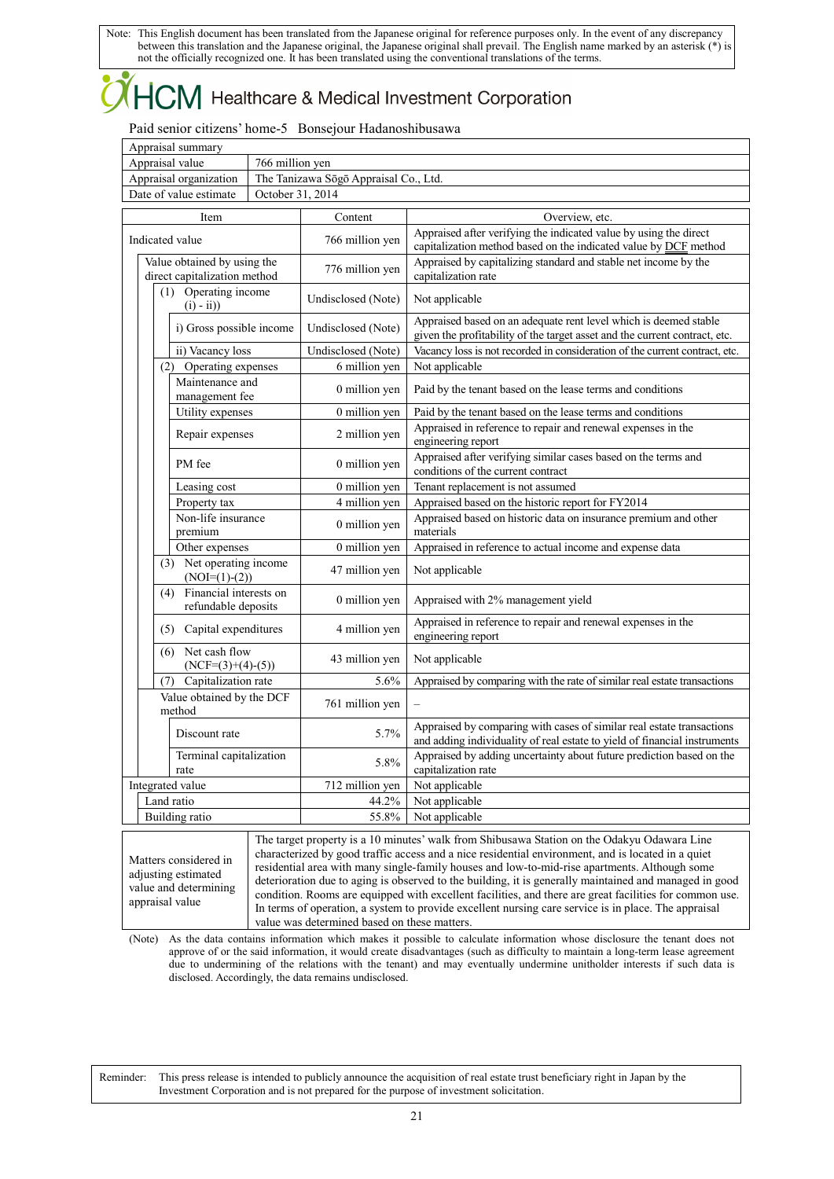Note: This English document has been translated from the Japanese original for reference purposes only. In the event of any discrepancy between this translation and the Japanese original, the Japanese original shall prevail. The English name marked by an asterisk (*) is not the officially recognized one. It has been translated using the conventional translations of the terms.

# HCM Healthcare & Medical Investment Corporation

Paid senior citizens' home-5 Bonsejour Hadanoshibusawa

| Appraisal summary | |
|---|---|
| Appraisal value | 766 million yen |
| Appraisal organization | The Tanizawa Sōgō Appraisal Co., Ltd. |
| Date of value estimate | October 31, 2014 |

| Item | Content | Overview, etc. |
|---|---|---|
| Indicated value | 766 million yen | Appraised after verifying the indicated value by using the direct capitalization method based on the indicated value by DCF method |
| Value obtained by using the direct capitalization method | 776 million yen | Appraised by capitalizing standard and stable net income by the capitalization rate |
| (1) Operating income (i) - ii)) | Undisclosed (Note) | Not applicable |
| i) Gross possible income | Undisclosed (Note) | Appraised based on an adequate rent level which is deemed stable given the profitability of the target asset and the current contract, etc. |
| ii) Vacancy loss | Undisclosed (Note) | Vacancy loss is not recorded in consideration of the current contract, etc. |
| (2) Operating expenses | 6 million yen | Not applicable |
| Maintenance and management fee | 0 million yen | Paid by the tenant based on the lease terms and conditions |
| Utility expenses | 0 million yen | Paid by the tenant based on the lease terms and conditions |
| Repair expenses | 2 million yen | Appraised in reference to repair and renewal expenses in the engineering report |
| PM fee | 0 million yen | Appraised after verifying similar cases based on the terms and conditions of the current contract |
| Leasing cost | 0 million yen | Tenant replacement is not assumed |
| Property tax | 4 million yen | Appraised based on the historic report for FY2014 |
| Non-life insurance premium | 0 million yen | Appraised based on historic data on insurance premium and other materials |
| Other expenses | 0 million yen | Appraised in reference to actual income and expense data |
| (3) Net operating income (NOI=(1)-(2)) | 47 million yen | Not applicable |
| (4) Financial interests on refundable deposits | 0 million yen | Appraised with 2% management yield |
| (5) Capital expenditures | 4 million yen | Appraised in reference to repair and renewal expenses in the engineering report |
| (6) Net cash flow (NCF=(3)+(4)-(5)) | 43 million yen | Not applicable |
| (7) Capitalization rate | 5.6% | Appraised by comparing with the rate of similar real estate transactions |
| Value obtained by the DCF method | 761 million yen | – |
| Discount rate | 5.7% | Appraised by comparing with cases of similar real estate transactions and adding individuality of real estate to yield of financial instruments |
| Terminal capitalization rate | 5.8% | Appraised by adding uncertainty about future prediction based on the capitalization rate |
| Integrated value | 712 million yen | Not applicable |
| Land ratio | 44.2% | Not applicable |
| Building ratio | 55.8% | Not applicable |

| | |
|---|---|
| Matters considered in adjusting estimated value and determining appraisal value | The target property is a 10 minutes' walk from Shibusawa Station on the Odakyu Odawara Line characterized by good traffic access and a nice residential environment, and is located in a quiet residential area with many single-family houses and low-to-mid-rise apartments. Although some deterioration due to aging is observed to the building, it is generally maintained and managed in good condition. Rooms are equipped with excellent facilities, and there are great facilities for common use. In terms of operation, a system to provide excellent nursing care service is in place. The appraisal value was determined based on these matters. |

(Note) As the data contains information which makes it possible to calculate information whose disclosure the tenant does not approve of or the said information, it would create disadvantages (such as difficulty to maintain a long-term lease agreement due to undermining of the relations with the tenant) and may eventually undermine unitholder interests if such data is disclosed. Accordingly, the data remains undisclosed.

Reminder: This press release is intended to publicly announce the acquisition of real estate trust beneficiary right in Japan by the Investment Corporation and is not prepared for the purpose of investment solicitation.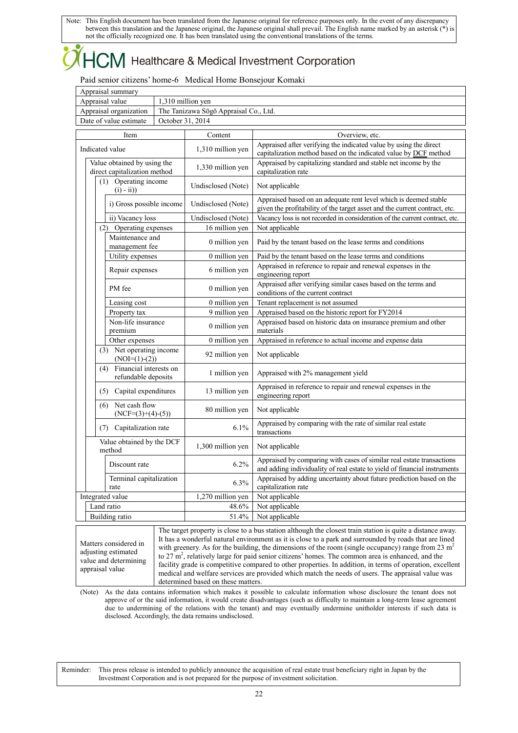Note: This English document has been translated from the Japanese original for reference purposes only. In the event of any discrepancy between this translation and the Japanese original, the Japanese original shall prevail. The English name marked by an asterisk (*) is not the officially recognized one. It has been translated using the conventional translations of the terms.

HCM Healthcare & Medical Investment Corporation

Paid senior citizens' home-6 Medical Home Bonsejour Komaki

| Appraisal summary | |
|---|---|
| Appraisal value | 1,310 million yen |
| Appraisal organization | The Tanizawa Sōgō Appraisal Co., Ltd. |
| Date of value estimate | October 31, 2014 |

| Item | Content | Overview, etc. |
|---|---|---|
| Indicated value | 1,310 million yen | Appraised after verifying the indicated value by using the direct capitalization method based on the indicated value by DCF method |
| Value obtained by using the direct capitalization method | 1,330 million yen | Appraised by capitalizing standard and stable net income by the capitalization rate |
| (1) Operating income (i) - ii)) | Undisclosed (Note) | Not applicable |
| i) Gross possible income | Undisclosed (Note) | Appraised based on an adequate rent level which is deemed stable given the profitability of the target asset and the current contract, etc. |
| ii) Vacancy loss | Undisclosed (Note) | Vacancy loss is not recorded in consideration of the current contract, etc. |
| (2) Operating expenses | 16 million yen | Not applicable |
| Maintenance and management fee | 0 million yen | Paid by the tenant based on the lease terms and conditions |
| Utility expenses | 0 million yen | Paid by the tenant based on the lease terms and conditions |
| Repair expenses | 6 million yen | Appraised in reference to repair and renewal expenses in the engineering report |
| PM fee | 0 million yen | Appraised after verifying similar cases based on the terms and conditions of the current contract |
| Leasing cost | 0 million yen | Tenant replacement is not assumed |
| Property tax | 9 million yen | Appraised based on the historic report for FY2014 |
| Non-life insurance premium | 0 million yen | Appraised based on historic data on insurance premium and other materials |
| Other expenses | 0 million yen | Appraised in reference to actual income and expense data |
| (3) Net operating income (NOI=(1)-(2)) | 92 million yen | Not applicable |
| (4) Financial interests on refundable deposits | 1 million yen | Appraised with 2% management yield |
| (5) Capital expenditures | 13 million yen | Appraised in reference to repair and renewal expenses in the engineering report |
| (6) Net cash flow (NCF=(3)+(4)-(5)) | 80 million yen | Not applicable |
| (7) Capitalization rate | 6.1% | Appraised by comparing with the rate of similar real estate transactions |
| Value obtained by the DCF method | 1,300 million yen | Not applicable |
| Discount rate | 6.2% | Appraised by comparing with cases of similar real estate transactions and adding individuality of real estate to yield of financial instruments |
| Terminal capitalization rate | 6.3% | Appraised by adding uncertainty about future prediction based on the capitalization rate |
| Integrated value | 1,270 million yen | Not applicable |
| Land ratio | 48.6% | Not applicable |
| Building ratio | 51.4% | Not applicable |

| Matters considered in adjusting estimated value and determining appraisal value | The target property is close to a bus station although the closest train station is quite a distance away. It has a wonderful natural environment as it is close to a park and surrounded by roads that are lined with greenery. As for the building, the dimensions of the room (single occupancy) range from 23 m$^2$ to 27 m$^2$, relatively large for paid senior citizens' homes. The common area is enhanced, and the facility grade is competitive compared to other properties. In addition, in terms of operation, excellent medical and welfare services are provided which match the needs of users. The appraisal value was determined based on these matters. |
|---|---|

(Note) As the data contains information which makes it possible to calculate information whose disclosure the tenant does not approve of or the said information, it would create disadvantages (such as difficulty to maintain a long-term lease agreement due to undermining of the relations with the tenant) and may eventually undermine unitholder interests if such data is disclosed. Accordingly, the data remains undisclosed.

Reminder: This press release is intended to publicly announce the acquisition of real estate trust beneficiary right in Japan by the Investment Corporation and is not prepared for the purpose of investment solicitation.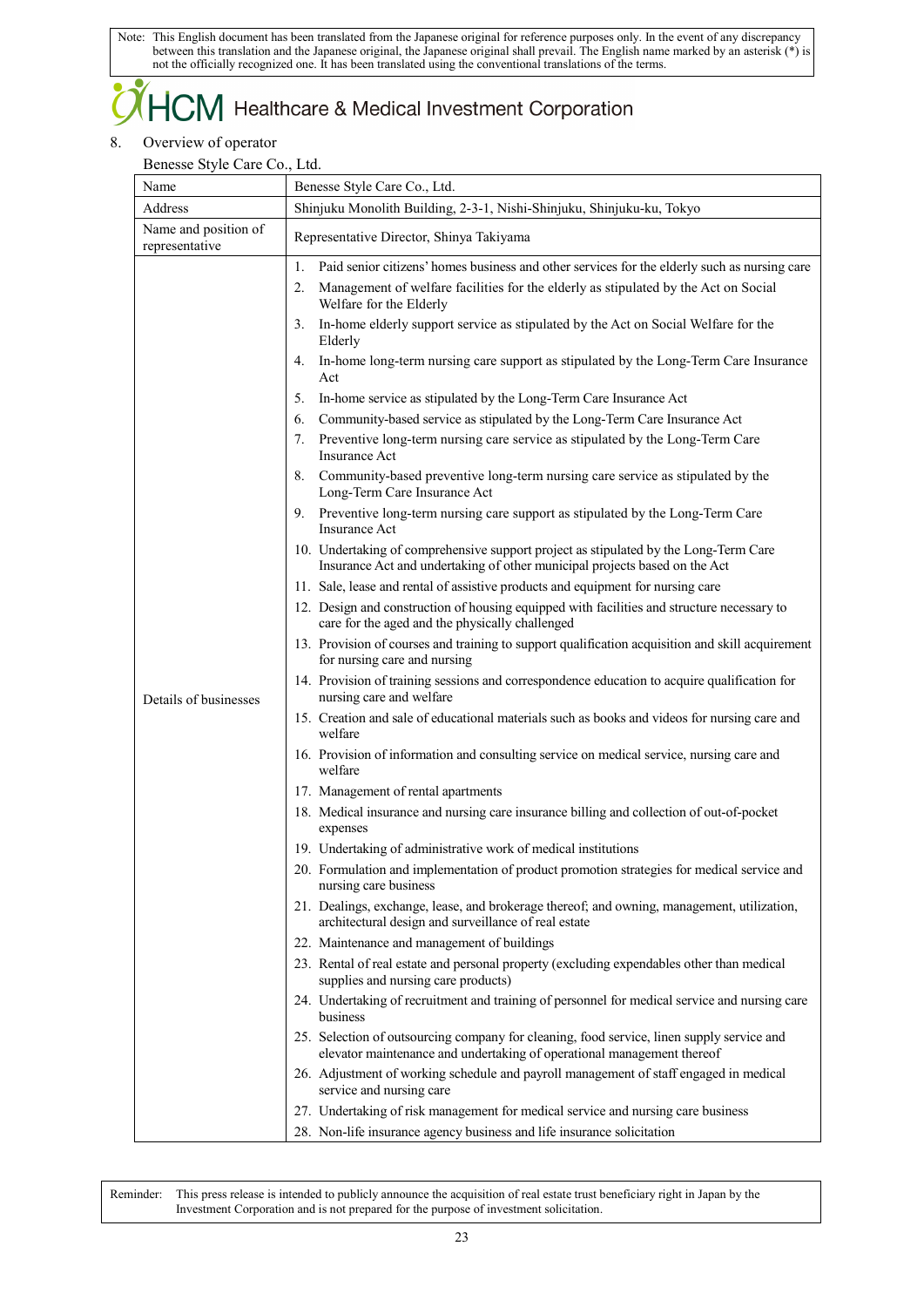Note: This English document has been translated from the Japanese original for reference purposes only. In the event of any discrepancy between this translation and the Japanese original, the Japanese original shall prevail. The English name marked by an asterisk (*) is not the officially recognized one. It has been translated using the conventional translations of the terms.

HCM Healthcare & Medical Investment Corporation

8. Overview of operator

Benesse Style Care Co., Ltd.

| Name | Benesse Style Care Co., Ltd. |
|---|---|
| Address | Shinjuku Monolith Building, 2-3-1, Nishi-Shinjuku, Shinjuku-ku, Tokyo |
| Name and position of representative | Representative Director, Shinya Takiyama |
| Details of businesses | 1. Paid senior citizens' homes business and other services for the elderly such as nursing care<br>2. Management of welfare facilities for the elderly as stipulated by the Act on Social Welfare for the Elderly<br>3. In-home elderly support service as stipulated by the Act on Social Welfare for the Elderly<br>4. In-home long-term nursing care support as stipulated by the Long-Term Care Insurance Act<br>5. In-home service as stipulated by the Long-Term Care Insurance Act<br>6. Community-based service as stipulated by the Long-Term Care Insurance Act<br>7. Preventive long-term nursing care service as stipulated by the Long-Term Care Insurance Act<br>8. Community-based preventive long-term nursing care service as stipulated by the Long-Term Care Insurance Act<br>9. Preventive long-term nursing care support as stipulated by the Long-Term Care Insurance Act<br>10. Undertaking of comprehensive support project as stipulated by the Long-Term Care Insurance Act and undertaking of other municipal projects based on the Act<br>11. Sale, lease and rental of assistive products and equipment for nursing care<br>12. Design and construction of housing equipped with facilities and structure necessary to care for the aged and the physically challenged<br>13. Provision of courses and training to support qualification acquisition and skill acquirement for nursing care and nursing<br>14. Provision of training sessions and correspondence education to acquire qualification for nursing care and welfare<br>15. Creation and sale of educational materials such as books and videos for nursing care and welfare<br>16. Provision of information and consulting service on medical service, nursing care and welfare<br>17. Management of rental apartments<br>18. Medical insurance and nursing care insurance billing and collection of out-of-pocket expenses<br>19. Undertaking of administrative work of medical institutions<br>20. Formulation and implementation of product promotion strategies for medical service and nursing care business<br>21. Dealings, exchange, lease, and brokerage thereof; and owning, management, utilization, architectural design and surveillance of real estate<br>22. Maintenance and management of buildings<br>23. Rental of real estate and personal property (excluding expendables other than medical supplies and nursing care products)<br>24. Undertaking of recruitment and training of personnel for medical service and nursing care business<br>25. Selection of outsourcing company for cleaning, food service, linen supply service and elevator maintenance and undertaking of operational management thereof<br>26. Adjustment of working schedule and payroll management of staff engaged in medical service and nursing care<br>27. Undertaking of risk management for medical service and nursing care business<br>28. Non-life insurance agency business and life insurance solicitation |

Reminder: This press release is intended to publicly announce the acquisition of real estate trust beneficiary right in Japan by the Investment Corporation and is not prepared for the purpose of investment solicitation.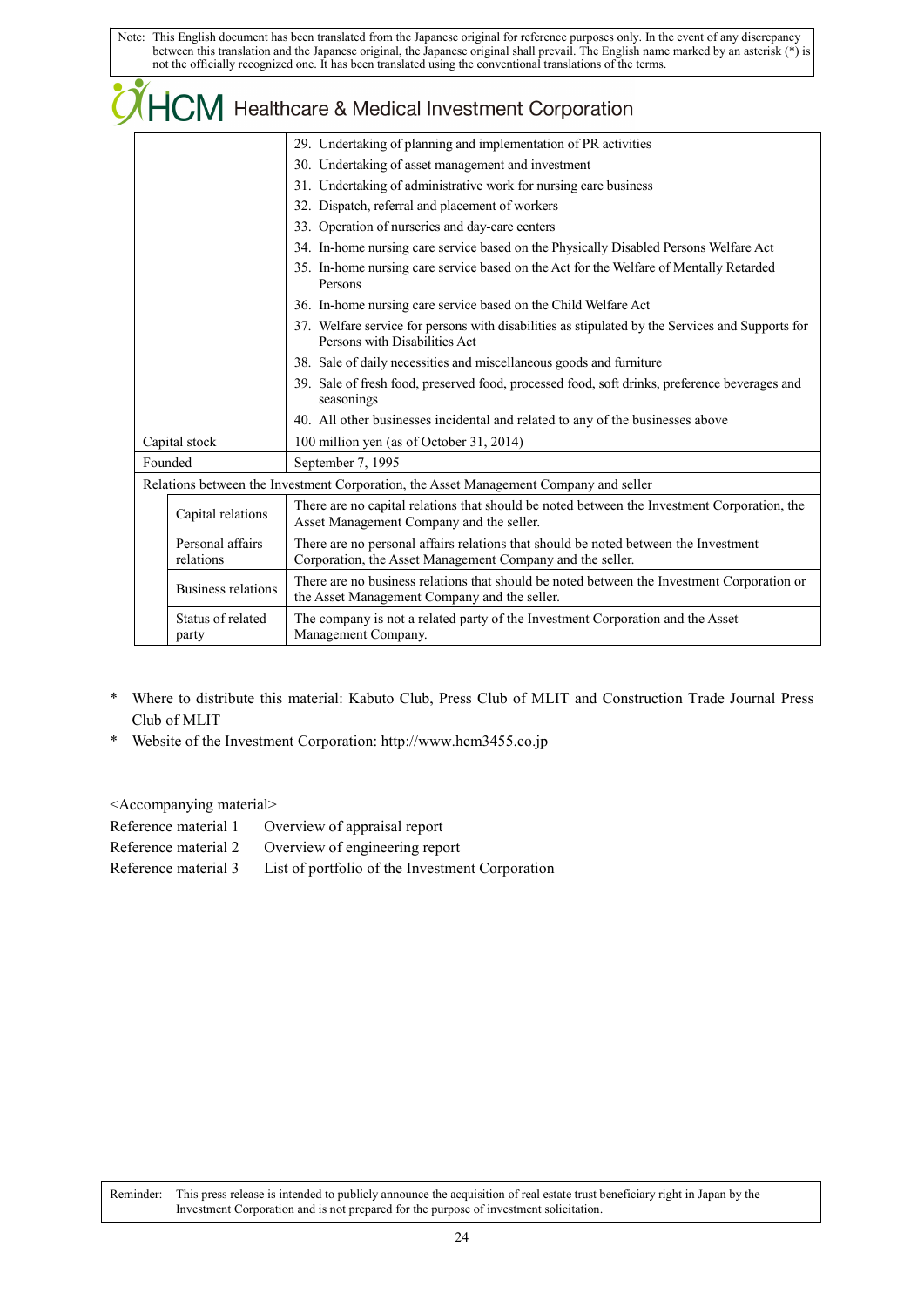Note: This English document has been translated from the Japanese original for reference purposes only. In the event of any discrepancy between this translation and the Japanese original, the Japanese original shall prevail. The English name marked by an asterisk (*) is not the officially recognized one. It has been translated using the conventional translations of the terms.

| | | |
|---|---|---|
| | | 29. Undertaking of planning and implementation of PR activities<br>30. Undertaking of asset management and investment<br>31. Undertaking of administrative work for nursing care business<br>32. Dispatch, referral and placement of workers<br>33. Operation of nurseries and day-care centers<br>34. In-home nursing care service based on the Physically Disabled Persons Welfare Act<br>35. In-home nursing care service based on the Act for the Welfare of Mentally Retarded Persons<br>36. In-home nursing care service based on the Child Welfare Act<br>37. Welfare service for persons with disabilities as stipulated by the Services and Supports for Persons with Disabilities Act<br>38. Sale of daily necessities and miscellaneous goods and furniture<br>39. Sale of fresh food, preserved food, processed food, soft drinks, preference beverages and seasonings<br>40. All other businesses incidental and related to any of the businesses above |
| Capital stock | | 100 million yen (as of October 31, 2014) |
| Founded | | September 7, 1995 |
| Relations between the Investment Corporation, the Asset Management Company and seller | | |
| | Capital relations | There are no capital relations that should be noted between the Investment Corporation, the Asset Management Company and the seller. |
| | Personal affairs relations | There are no personal affairs relations that should be noted between the Investment Corporation, the Asset Management Company and the seller. |
| | Business relations | There are no business relations that should be noted between the Investment Corporation or the Asset Management Company and the seller. |
| | Status of related party | The company is not a related party of the Investment Corporation and the Asset Management Company. |

\* Where to distribute this material: Kabuto Club, Press Club of MLIT and Construction Trade Journal Press Club of MLIT

\* Website of the Investment Corporation: http://www.hcm3455.co.jp

<Accompanying material>

Reference material 1  Overview of appraisal report
Reference material 2  Overview of engineering report
Reference material 3  List of portfolio of the Investment Corporation

Reminder: This press release is intended to publicly announce the acquisition of real estate trust beneficiary right in Japan by the Investment Corporation and is not prepared for the purpose of investment solicitation.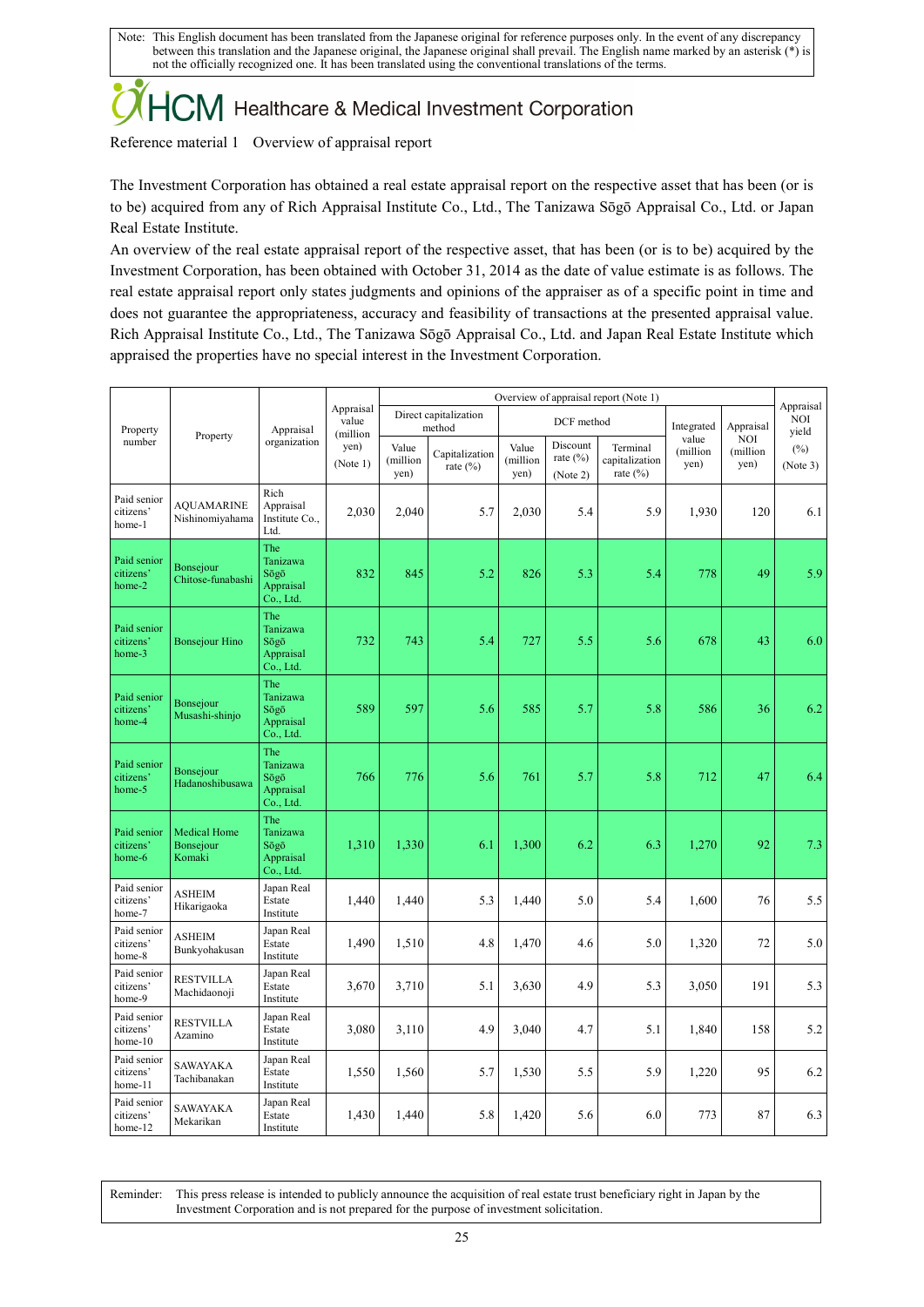Note: This English document has been translated from the Japanese original for reference purposes only. In the event of any discrepancy between this translation and the Japanese original, the Japanese original shall prevail. The English name marked by an asterisk (*) is not the officially recognized one. It has been translated using the conventional translations of the terms.

# HCM Healthcare & Medical Investment Corporation

Reference material 1 Overview of appraisal report

The Investment Corporation has obtained a real estate appraisal report on the respective asset that has been (or is to be) acquired from any of Rich Appraisal Institute Co., Ltd., The Tanizawa Sōgō Appraisal Co., Ltd. or Japan Real Estate Institute.

An overview of the real estate appraisal report of the respective asset, that has been (or is to be) acquired by the Investment Corporation, has been obtained with October 31, 2014 as the date of value estimate is as follows. The real estate appraisal report only states judgments and opinions of the appraiser as of a specific point in time and does not guarantee the appropriateness, accuracy and feasibility of transactions at the presented appraisal value. Rich Appraisal Institute Co., Ltd., The Tanizawa Sōgō Appraisal Co., Ltd. and Japan Real Estate Institute which appraised the properties have no special interest in the Investment Corporation.

| Property number | Property | Appraisal organization | Appraisal value (million yen) (Note 1) | Overview of appraisal report (Note 1) | | | | | | | | Appraisal NOI yield (%) (Note 3) |
|---|---|---|---|---|---|---|---|---|---|---|---|---|
| | | | | Direct capitalization method | | DCF method | | | Integrated value (million yen) | Appraisal NOI (million yen) | | |
| | | | | Value (million yen) | Capitalization rate (%) | Value (million yen) | Discount rate (%) (Note 2) | Terminal capitalization rate (%) | | | | |
| Paid senior citizens' home-1 | AQUAMARINE Nishinomiyahama | Rich Appraisal Institute Co., Ltd. | 2,030 | 2,040 | 5.7 | 2,030 | 5.4 | 5.9 | 1,930 | 120 | | 6.1 |
| Paid senior citizens' home-2 | Bonsejour Chitose-funabashi | The Tanizawa Sōgō Appraisal Co., Ltd. | 832 | 845 | 5.2 | 826 | 5.3 | 5.4 | 778 | 49 | | 5.9 |
| Paid senior citizens' home-3 | Bonsejour Hino | The Tanizawa Sōgō Appraisal Co., Ltd. | 732 | 743 | 5.4 | 727 | 5.5 | 5.6 | 678 | 43 | | 6.0 |
| Paid senior citizens' home-4 | Bonsejour Musashi-shinjo | The Tanizawa Sōgō Appraisal Co., Ltd. | 589 | 597 | 5.6 | 585 | 5.7 | 5.8 | 586 | 36 | | 6.2 |
| Paid senior citizens' home-5 | Bonsejour Hadanoshibusawa | The Tanizawa Sōgō Appraisal Co., Ltd. | 766 | 776 | 5.6 | 761 | 5.7 | 5.8 | 712 | 47 | | 6.4 |
| Paid senior citizens' home-6 | Medical Home Bonsejour Komaki | The Tanizawa Sōgō Appraisal Co., Ltd. | 1,310 | 1,330 | 6.1 | 1,300 | 6.2 | 6.3 | 1,270 | 92 | | 7.3 |
| Paid senior citizens' home-7 | ASHEIM Hikarigaoka | Japan Real Estate Institute | 1,440 | 1,440 | 5.3 | 1,440 | 5.0 | 5.4 | 1,600 | 76 | | 5.5 |
| Paid senior citizens' home-8 | ASHEIM Bunkyohakusan | Japan Real Estate Institute | 1,490 | 1,510 | 4.8 | 1,470 | 4.6 | 5.0 | 1,320 | 72 | | 5.0 |
| Paid senior citizens' home-9 | RESTVILLA Machidaonoji | Japan Real Estate Institute | 3,670 | 3,710 | 5.1 | 3,630 | 4.9 | 5.3 | 3,050 | 191 | | 5.3 |
| Paid senior citizens' home-10 | RESTVILLA Azamino | Japan Real Estate Institute | 3,080 | 3,110 | 4.9 | 3,040 | 4.7 | 5.1 | 1,840 | 158 | | 5.2 |
| Paid senior citizens' home-11 | SAWAYAKA Tachibanakan | Japan Real Estate Institute | 1,550 | 1,560 | 5.7 | 1,530 | 5.5 | 5.9 | 1,220 | 95 | | 6.2 |
| Paid senior citizens' home-12 | SAWAYAKA Mekarikan | Japan Real Estate Institute | 1,430 | 1,440 | 5.8 | 1,420 | 5.6 | 6.0 | 773 | 87 | | 6.3 |

Reminder: This press release is intended to publicly announce the acquisition of real estate trust beneficiary right in Japan by the Investment Corporation and is not prepared for the purpose of investment solicitation.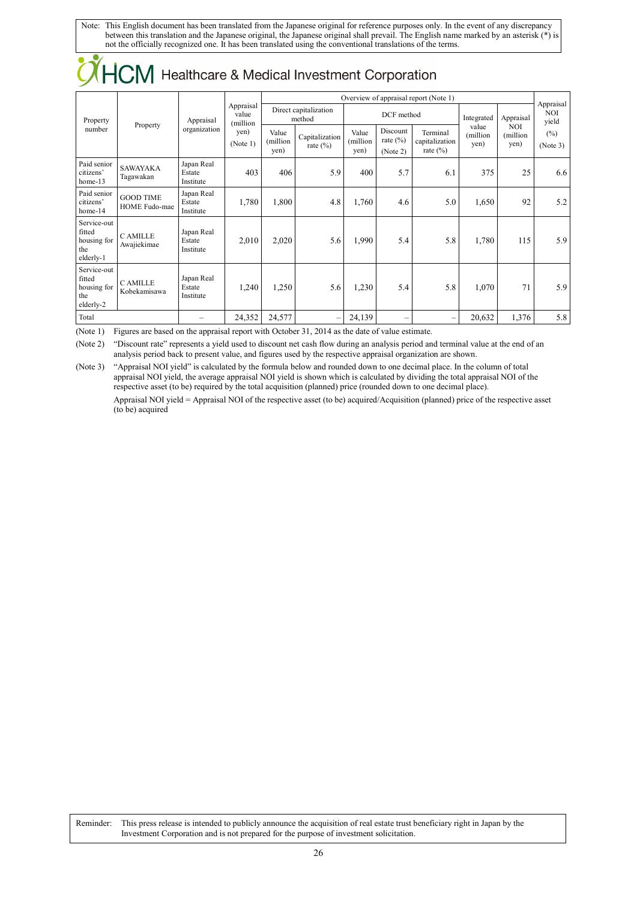Note: This English document has been translated from the Japanese original for reference purposes only. In the event of any discrepancy between this translation and the Japanese original, the Japanese original shall prevail. The English name marked by an asterisk (*) is not the officially recognized one. It has been translated using the conventional translations of the terms.

# HCM Healthcare & Medical Investment Corporation

| Property number | Property | Appraisal organization | Appraisal value (million yen) (Note 1) | Overview of appraisal report (Note 1) | | | | | | | | Appraisal NOI yield (%) (Note 3) |
|---|---|---|---|---|---|---|---|---|---|---|---|---|
| | | | | Direct capitalization method | | DCF method | | | Integrated value (million yen) | Appraisal NOI (million yen) | | |
| | | | | Value (million yen) | Capitalization rate (%) | Value (million yen) | Discount rate (%) (Note 2) | Terminal capitalization rate (%) | | | | |
| Paid senior citizens' home-13 | SAWAYAKA Tagawakan | Japan Real Estate Institute | 403 | 406 | 5.9 | 400 | 5.7 | 6.1 | 375 | 25 | | 6.6 |
| Paid senior citizens' home-14 | GOOD TIME HOME Fudo-mae | Japan Real Estate Institute | 1,780 | 1,800 | 4.8 | 1,760 | 4.6 | 5.0 | 1,650 | 92 | | 5.2 |
| Service-out fitted housing for the elderly-1 | C AMILLE Awajiekimae | Japan Real Estate Institute | 2,010 | 2,020 | 5.6 | 1,990 | 5.4 | 5.8 | 1,780 | 115 | | 5.9 |
| Service-out fitted housing for the elderly-2 | C AMILLE Kobekamisawa | Japan Real Estate Institute | 1,240 | 1,250 | 5.6 | 1,230 | 5.4 | 5.8 | 1,070 | 71 | | 5.9 |
| Total | | – | 24,352 | 24,577 | – | 24,139 | – | – | 20,632 | 1,376 | | 5.8 |

(Note 1) Figures are based on the appraisal report with October 31, 2014 as the date of value estimate.

(Note 2) "Discount rate" represents a yield used to discount net cash flow during an analysis period and terminal value at the end of an analysis period back to present value, and figures used by the respective appraisal organization are shown.

(Note 3) "Appraisal NOI yield" is calculated by the formula below and rounded down to one decimal place. In the column of total appraisal NOI yield, the average appraisal NOI yield is shown which is calculated by dividing the total appraisal NOI of the respective asset (to be) required by the total acquisition (planned) price (rounded down to one decimal place).

Appraisal NOI yield = Appraisal NOI of the respective asset (to be) acquired/Acquisition (planned) price of the respective asset (to be) acquired

Reminder: This press release is intended to publicly announce the acquisition of real estate trust beneficiary right in Japan by the Investment Corporation and is not prepared for the purpose of investment solicitation.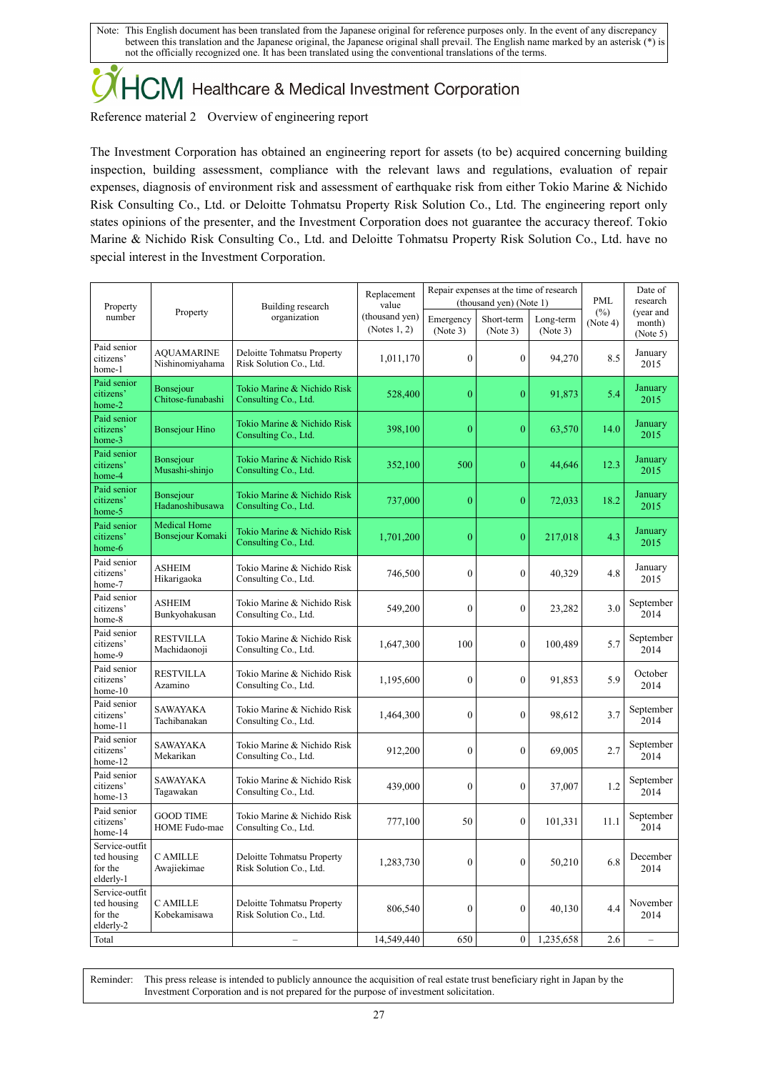Note: This English document has been translated from the Japanese original for reference purposes only. In the event of any discrepancy between this translation and the Japanese original, the Japanese original shall prevail. The English name marked by an asterisk (*) is not the officially recognized one. It has been translated using the conventional translations of the terms.

# HCM Healthcare & Medical Investment Corporation

Reference material 2 Overview of engineering report

The Investment Corporation has obtained an engineering report for assets (to be) acquired concerning building inspection, building assessment, compliance with the relevant laws and regulations, evaluation of repair expenses, diagnosis of environment risk and assessment of earthquake risk from either Tokio Marine & Nichido Risk Consulting Co., Ltd. or Deloitte Tohmatsu Property Risk Solution Co., Ltd. The engineering report only states opinions of the presenter, and the Investment Corporation does not guarantee the accuracy thereof. Tokio Marine & Nichido Risk Consulting Co., Ltd. and Deloitte Tohmatsu Property Risk Solution Co., Ltd. have no special interest in the Investment Corporation.

| Property number | Property | Building research organization | Replacement value (thousand yen) (Notes 1, 2) | Repair expenses at the time of research (thousand yen) (Note 1) | | | PML (%) (Note 4) | Date of research (year and month) (Note 5) |
|---|---|---|---|---|---|---|---|---|
| | | | | Emergency (Note 3) | Short-term (Note 3) | Long-term (Note 3) | | |
| Paid senior citizens' home-1 | AQUAMARINE Nishinomiyahama | Deloitte Tohmatsu Property Risk Solution Co., Ltd. | 1,011,170 | 0 | 0 | 94,270 | 8.5 | January 2015 |
| Paid senior citizens' home-2 | Bonsejour Chitose-funabashi | Tokio Marine & Nichido Risk Consulting Co., Ltd. | 528,400 | 0 | 0 | 91,873 | 5.4 | January 2015 |
| Paid senior citizens' home-3 | Bonsejour Hino | Tokio Marine & Nichido Risk Consulting Co., Ltd. | 398,100 | 0 | 0 | 63,570 | 14.0 | January 2015 |
| Paid senior citizens' home-4 | Bonsejour Musashi-shinjo | Tokio Marine & Nichido Risk Consulting Co., Ltd. | 352,100 | 500 | 0 | 44,646 | 12.3 | January 2015 |
| Paid senior citizens' home-5 | Bonsejour Hadanoshibusawa | Tokio Marine & Nichido Risk Consulting Co., Ltd. | 737,000 | 0 | 0 | 72,033 | 18.2 | January 2015 |
| Paid senior citizens' home-6 | Medical Home Bonsejour Komaki | Tokio Marine & Nichido Risk Consulting Co., Ltd. | 1,701,200 | 0 | 0 | 217,018 | 4.3 | January 2015 |
| Paid senior citizens' home-7 | ASHEIM Hikarigaoka | Tokio Marine & Nichido Risk Consulting Co., Ltd. | 746,500 | 0 | 0 | 40,329 | 4.8 | January 2015 |
| Paid senior citizens' home-8 | ASHEIM Bunkyohakusan | Tokio Marine & Nichido Risk Consulting Co., Ltd. | 549,200 | 0 | 0 | 23,282 | 3.0 | September 2014 |
| Paid senior citizens' home-9 | RESTVILLA Machidaonoji | Tokio Marine & Nichido Risk Consulting Co., Ltd. | 1,647,300 | 100 | 0 | 100,489 | 5.7 | September 2014 |
| Paid senior citizens' home-10 | RESTVILLA Azamino | Tokio Marine & Nichido Risk Consulting Co., Ltd. | 1,195,600 | 0 | 0 | 91,853 | 5.9 | October 2014 |
| Paid senior citizens' home-11 | SAWAYAKA Tachibanakan | Tokio Marine & Nichido Risk Consulting Co., Ltd. | 1,464,300 | 0 | 0 | 98,612 | 3.7 | September 2014 |
| Paid senior citizens' home-12 | SAWAYAKA Mekarikan | Tokio Marine & Nichido Risk Consulting Co., Ltd. | 912,200 | 0 | 0 | 69,005 | 2.7 | September 2014 |
| Paid senior citizens' home-13 | SAWAYAKA Tagawakan | Tokio Marine & Nichido Risk Consulting Co., Ltd. | 439,000 | 0 | 0 | 37,007 | 1.2 | September 2014 |
| Paid senior citizens' home-14 | GOOD TIME HOME Fudo-mae | Tokio Marine & Nichido Risk Consulting Co., Ltd. | 777,100 | 50 | 0 | 101,331 | 11.1 | September 2014 |
| Service-outfitted housing for the elderly-1 | C AMILLE Awajiekimae | Deloitte Tohmatsu Property Risk Solution Co., Ltd. | 1,283,730 | 0 | 0 | 50,210 | 6.8 | December 2014 |
| Service-outfitted housing for the elderly-2 | C AMILLE Kobekamisawa | Deloitte Tohmatsu Property Risk Solution Co., Ltd. | 806,540 | 0 | 0 | 40,130 | 4.4 | November 2014 |
| Total | | – | 14,549,440 | 650 | 0 | 1,235,658 | 2.6 | – |

Reminder: This press release is intended to publicly announce the acquisition of real estate trust beneficiary right in Japan by the Investment Corporation and is not prepared for the purpose of investment solicitation.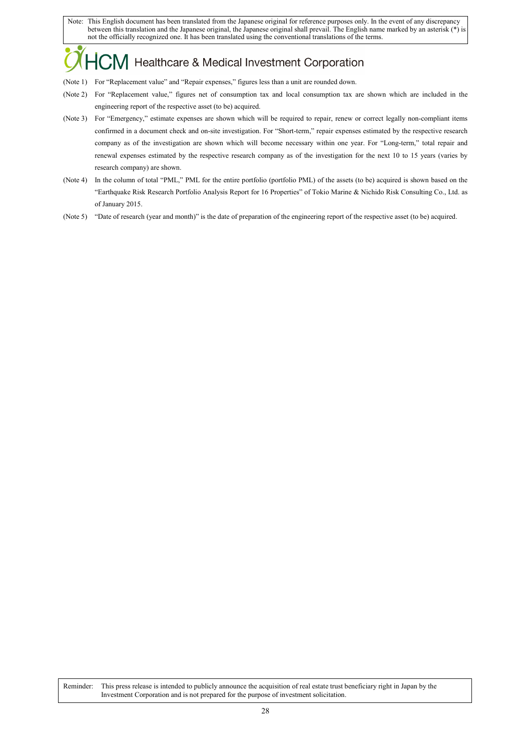(Note 1) For "Replacement value" and "Repair expenses," figures less than a unit are rounded down.

(Note 2) For "Replacement value," figures net of consumption tax and local consumption tax are shown which are included in the engineering report of the respective asset (to be) acquired.

(Note 3) For "Emergency," estimate expenses are shown which will be required to repair, renew or correct legally non-compliant items confirmed in a document check and on-site investigation. For "Short-term," repair expenses estimated by the respective research company as of the investigation are shown which will become necessary within one year. For "Long-term," total repair and renewal expenses estimated by the respective research company as of the investigation for the next 10 to 15 years (varies by research company) are shown.

(Note 4) In the column of total "PML," PML for the entire portfolio (portfolio PML) of the assets (to be) acquired is shown based on the "Earthquake Risk Research Portfolio Analysis Report for 16 Properties" of Tokio Marine & Nichido Risk Consulting Co., Ltd. as of January 2015.

(Note 5) "Date of research (year and month)" is the date of preparation of the engineering report of the respective asset (to be) acquired.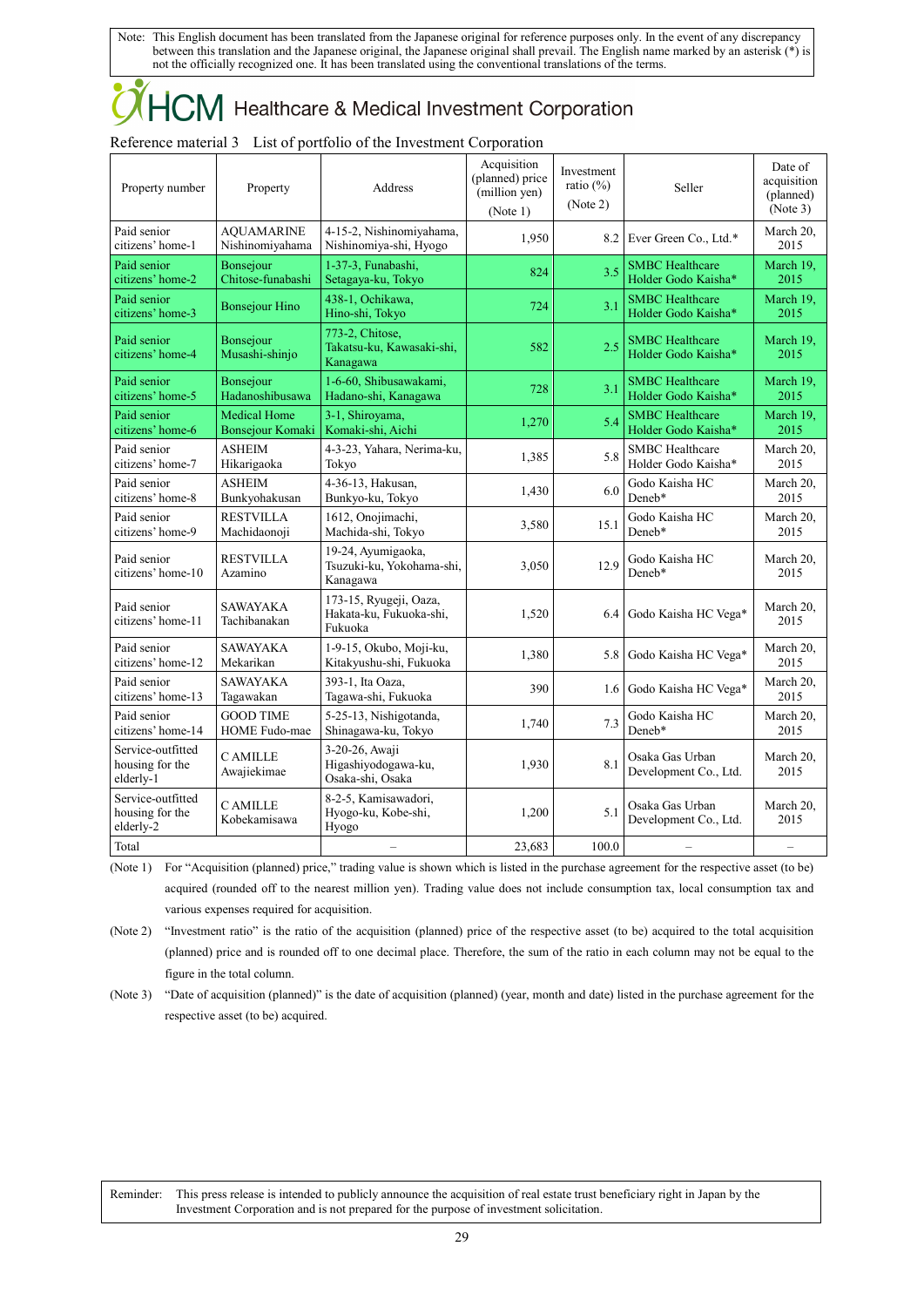Note: This English document has been translated from the Japanese original for reference purposes only. In the event of any discrepancy between this translation and the Japanese original, the Japanese original shall prevail. The English name marked by an asterisk (*) is not the officially recognized one. It has been translated using the conventional translations of the terms.

# HCM Healthcare & Medical Investment Corporation

Reference material 3 List of portfolio of the Investment Corporation

| Property number | Property | Address | Acquisition (planned) price (million yen) (Note 1) | Investment ratio (%) (Note 2) | Seller | Date of acquisition (planned) (Note 3) |
|---|---|---|---|---|---|---|
| Paid senior citizens' home-1 | AQUAMARINE Nishinomiyahama | 4-15-2, Nishinomiyahama, Nishinomiya-shi, Hyogo | 1,950 | 8.2 | Ever Green Co., Ltd.* | March 20, 2015 |
| Paid senior citizens' home-2 | Bonsejour Chitose-funabashi | 1-37-3, Funabashi, Setagaya-ku, Tokyo | 824 | 3.5 | SMBC Healthcare Holder Godo Kaisha* | March 19, 2015 |
| Paid senior citizens' home-3 | Bonsejour Hino | 438-1, Ochikawa, Hino-shi, Tokyo | 724 | 3.1 | SMBC Healthcare Holder Godo Kaisha* | March 19, 2015 |
| Paid senior citizens' home-4 | Bonsejour Musashi-shinjo | 773-2, Chitose, Takatsu-ku, Kawasaki-shi, Kanagawa | 582 | 2.5 | SMBC Healthcare Holder Godo Kaisha* | March 19, 2015 |
| Paid senior citizens' home-5 | Bonsejour Hadanoshibusawa | 1-6-60, Shibusawakami, Hadano-shi, Kanagawa | 728 | 3.1 | SMBC Healthcare Holder Godo Kaisha* | March 19, 2015 |
| Paid senior citizens' home-6 | Medical Home Bonsejour Komaki | 3-1, Shiroyama, Komaki-shi, Aichi | 1,270 | 5.4 | SMBC Healthcare Holder Godo Kaisha* | March 19, 2015 |
| Paid senior citizens' home-7 | ASHEIM Hikarigaoka | 4-3-23, Yahara, Nerima-ku, Tokyo | 1,385 | 5.8 | SMBC Healthcare Holder Godo Kaisha* | March 20, 2015 |
| Paid senior citizens' home-8 | ASHEIM Bunkyohakusan | 4-36-13, Hakusan, Bunkyo-ku, Tokyo | 1,430 | 6.0 | Godo Kaisha HC Deneb* | March 20, 2015 |
| Paid senior citizens' home-9 | RESTVILLA Machidaonoji | 1612, Onojimachi, Machida-shi, Tokyo | 3,580 | 15.1 | Godo Kaisha HC Deneb* | March 20, 2015 |
| Paid senior citizens' home-10 | RESTVILLA Azamino | 19-24, Ayumigaoka, Tsuzuki-ku, Yokohama-shi, Kanagawa | 3,050 | 12.9 | Godo Kaisha HC Deneb* | March 20, 2015 |
| Paid senior citizens' home-11 | SAWAYAKA Tachibanakan | 173-15, Ryugeji, Oaza, Hakata-ku, Fukuoka-shi, Fukuoka | 1,520 | 6.4 | Godo Kaisha HC Vega* | March 20, 2015 |
| Paid senior citizens' home-12 | SAWAYAKA Mekarikan | 1-9-15, Okubo, Moji-ku, Kitakyushu-shi, Fukuoka | 1,380 | 5.8 | Godo Kaisha HC Vega* | March 20, 2015 |
| Paid senior citizens' home-13 | SAWAYAKA Tagawakan | 393-1, Ita Oaza, Tagawa-shi, Fukuoka | 390 | 1.6 | Godo Kaisha HC Vega* | March 20, 2015 |
| Paid senior citizens' home-14 | GOOD TIME HOME Fudo-mae | 5-25-13, Nishigotanda, Shinagawa-ku, Tokyo | 1,740 | 7.3 | Godo Kaisha HC Deneb* | March 20, 2015 |
| Service-outfitted housing for the elderly-1 | C AMILLE Awajiekimae | 3-20-26, Awaji Higashiyodogawa-ku, Osaka-shi, Osaka | 1,930 | 8.1 | Osaka Gas Urban Development Co., Ltd. | March 20, 2015 |
| Service-outfitted housing for the elderly-2 | C AMILLE Kobekamisawa | 8-2-5, Kamisawadori, Hyogo-ku, Kobe-shi, Hyogo | 1,200 | 5.1 | Osaka Gas Urban Development Co., Ltd. | March 20, 2015 |
| Total | | – | 23,683 | 100.0 | – | – |

(Note 1) For "Acquisition (planned) price," trading value is shown which is listed in the purchase agreement for the respective asset (to be) acquired (rounded off to the nearest million yen). Trading value does not include consumption tax, local consumption tax and various expenses required for acquisition.

(Note 2) "Investment ratio" is the ratio of the acquisition (planned) price of the respective asset (to be) acquired to the total acquisition (planned) price and is rounded off to one decimal place. Therefore, the sum of the ratio in each column may not be equal to the figure in the total column.

(Note 3) "Date of acquisition (planned)" is the date of acquisition (planned) (year, month and date) listed in the purchase agreement for the respective asset (to be) acquired.

Reminder: This press release is intended to publicly announce the acquisition of real estate trust beneficiary right in Japan by the Investment Corporation and is not prepared for the purpose of investment solicitation.